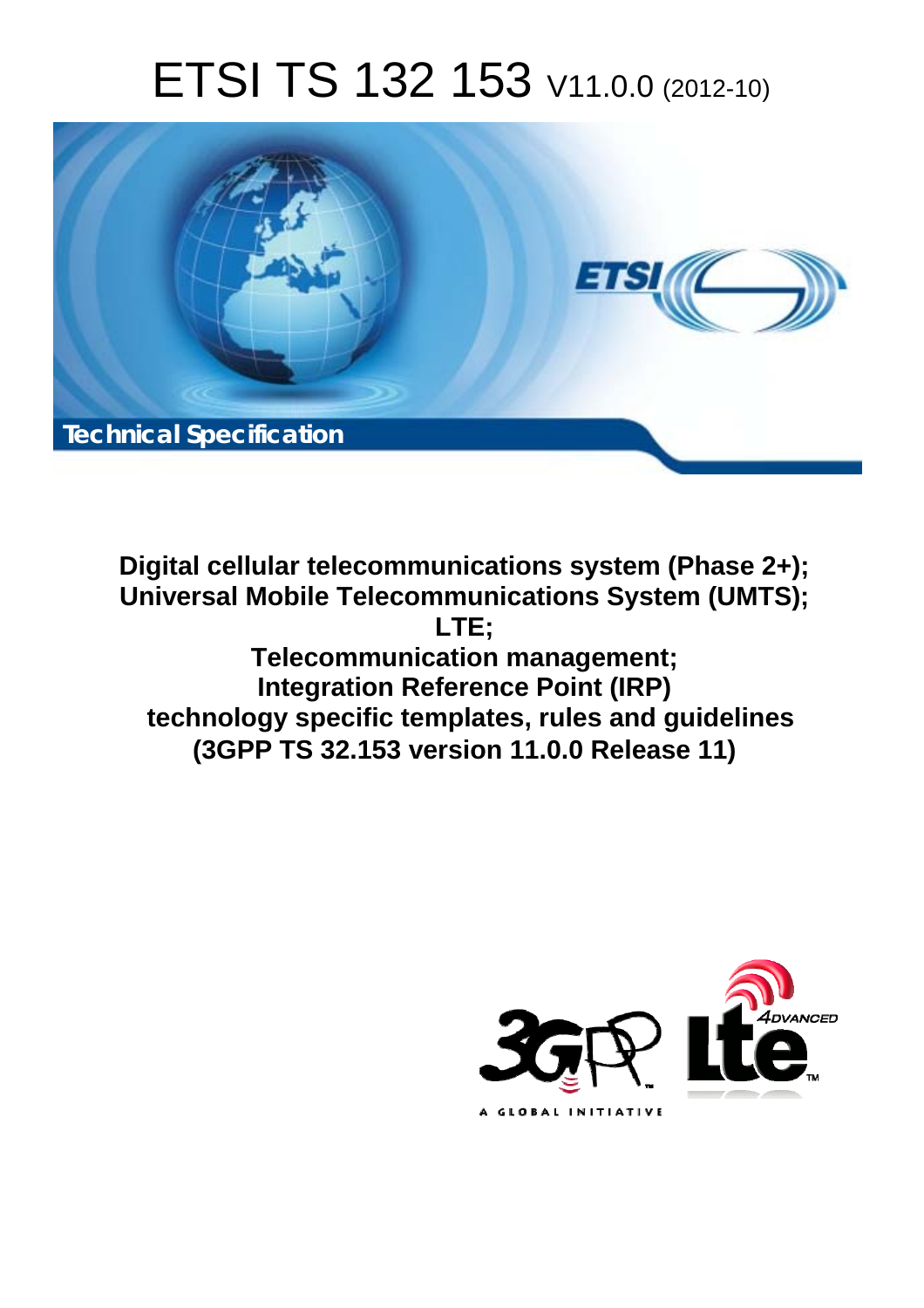# ETSI TS 132 153 V11.0.0 (2012-10)

**Technical Specification**

**Digital cellular telecommunications system (Phase 2+);**
**Universal Mobile Telecommunications System (UMTS);**
**LTE;**
**Telecommunication management;**
**Integration Reference Point (IRP)**
**technology specific templates, rules and guidelines**
**(3GPP TS 32.153 version 11.0.0 Release 11)**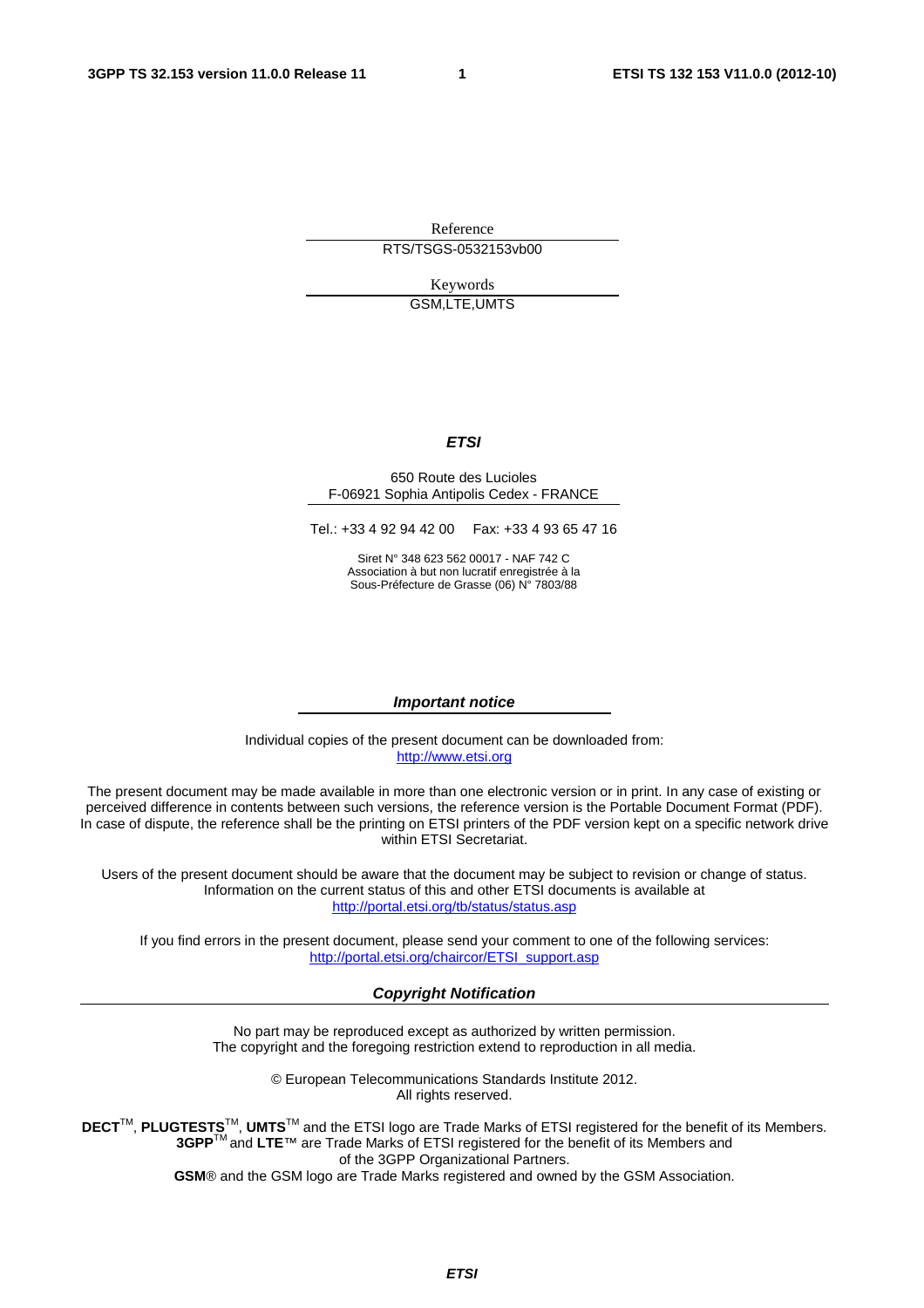Reference

RTS/TSGS-0532153vb00

Keywords

GSM,LTE,UMTS

***ETSI***

650 Route des Lucioles
F-06921 Sophia Antipolis Cedex - FRANCE

Tel.: +33 4 92 94 42 00 Fax: +33 4 93 65 47 16

Siret N° 348 623 562 00017 - NAF 742 C
Association à but non lucratif enregistrée à la
Sous-Préfecture de Grasse (06) N° 7803/88

***Important notice***

Individual copies of the present document can be downloaded from:
http://www.etsi.org

The present document may be made available in more than one electronic version or in print. In any case of existing or perceived difference in contents between such versions, the reference version is the Portable Document Format (PDF). In case of dispute, the reference shall be the printing on ETSI printers of the PDF version kept on a specific network drive within ETSI Secretariat.

Users of the present document should be aware that the document may be subject to revision or change of status. Information on the current status of this and other ETSI documents is available at
http://portal.etsi.org/tb/status/status.asp

If you find errors in the present document, please send your comment to one of the following services:
http://portal.etsi.org/chaircor/ETSI_support.asp

***Copyright Notification***

No part may be reproduced except as authorized by written permission.
The copyright and the foregoing restriction extend to reproduction in all media.

© European Telecommunications Standards Institute 2012.
All rights reserved.

**DECT**™, **PLUGTESTS**™, **UMTS**™ and the ETSI logo are Trade Marks of ETSI registered for the benefit of its Members.
**3GPP**™ and **LTE**™ are Trade Marks of ETSI registered for the benefit of its Members and of the 3GPP Organizational Partners.
**GSM**® and the GSM logo are Trade Marks registered and owned by the GSM Association.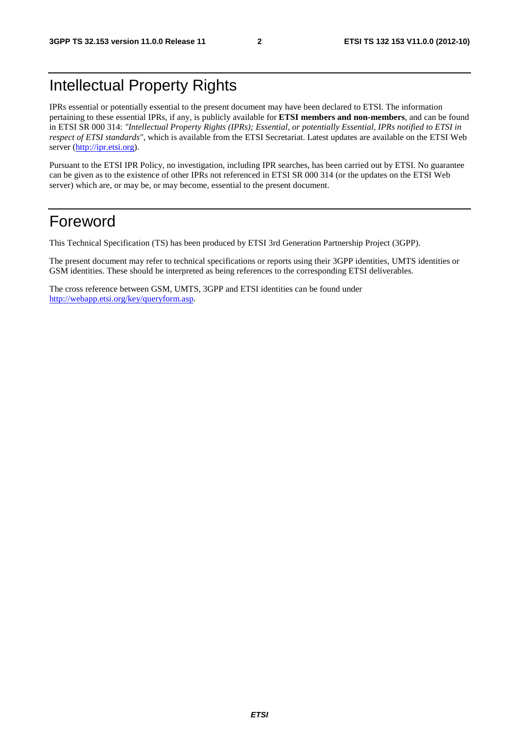# Intellectual Property Rights

IPRs essential or potentially essential to the present document may have been declared to ETSI. The information pertaining to these essential IPRs, if any, is publicly available for **ETSI members and non-members**, and can be found in ETSI SR 000 314: *"Intellectual Property Rights (IPRs); Essential, or potentially Essential, IPRs notified to ETSI in respect of ETSI standards"*, which is available from the ETSI Secretariat. Latest updates are available on the ETSI Web server (http://ipr.etsi.org).

Pursuant to the ETSI IPR Policy, no investigation, including IPR searches, has been carried out by ETSI. No guarantee can be given as to the existence of other IPRs not referenced in ETSI SR 000 314 (or the updates on the ETSI Web server) which are, or may be, or may become, essential to the present document.

# Foreword

This Technical Specification (TS) has been produced by ETSI 3rd Generation Partnership Project (3GPP).

The present document may refer to technical specifications or reports using their 3GPP identities, UMTS identities or GSM identities. These should be interpreted as being references to the corresponding ETSI deliverables.

The cross reference between GSM, UMTS, 3GPP and ETSI identities can be found under http://webapp.etsi.org/key/queryform.asp.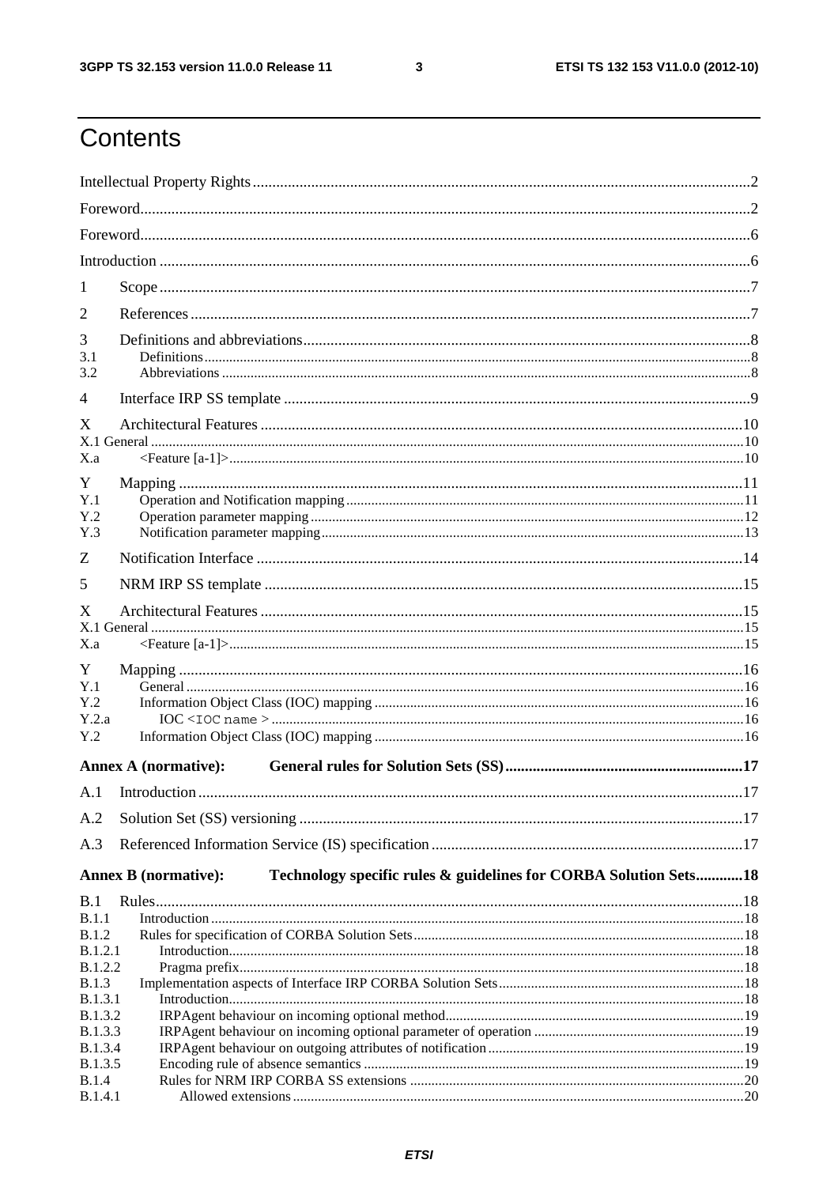# Contents

Intellectual Property Rights ....................................................................................................................2

Foreword....................................................................................................................................................2

Foreword....................................................................................................................................................6

Introduction ..............................................................................................................................................6

1 Scope ......................................................................................................................................................7

2 References ..............................................................................................................................................7

3 Definitions and abbreviations.................................................................................................................8

3.1 Definitions .............................................................................................................................................8

3.2 Abbreviations ........................................................................................................................................8

4 Interface IRP SS template ......................................................................................................................9

X Architectural Features ..........................................................................................................................10

X.1 General ................................................................................................................................................10

X.a <Feature [a-1]>.....................................................................................................................................10

Y Mapping ...............................................................................................................................................11

Y.1 Operation and Notification mapping....................................................................................................11

Y.2 Operation parameter mapping ..............................................................................................................12

Y.3 Notification parameter mapping...........................................................................................................13

Z Notification Interface ...........................................................................................................................14

5 NRM IRP SS template ..........................................................................................................................15

X Architectural Features ..........................................................................................................................15

X.1 General ................................................................................................................................................15

X.a <Feature [a-1]>.....................................................................................................................................15

Y Mapping ...............................................................................................................................................16

Y.1 General .................................................................................................................................................16

Y.2 Information Object Class (IOC) mapping .............................................................................................16

Y.2.a IOC `<IOC name >` ...........................................................................................................................16

Y.2 Information Object Class (IOC) mapping .............................................................................................16

**Annex A (normative): General rules for Solution Sets (SS)**.............................................................17

A.1 Introduction ..........................................................................................................................................17

A.2 Solution Set (SS) versioning ................................................................................................................17

A.3 Referenced Information Service (IS) specification ..............................................................................17

**Annex B (normative): Technology specific rules & guidelines for CORBA Solution Sets**............18

B.1 Rules.....................................................................................................................................................18

B.1.1 Introduction ........................................................................................................................................18

B.1.2 Rules for specification of CORBA Solution Sets..............................................................................18

B.1.2.1 Introduction......................................................................................................................................18

B.1.2.2 Pragma prefix...................................................................................................................................18

B.1.3 Implementation aspects of Interface IRP CORBA Solution Sets.......................................................18

B.1.3.1 Introduction......................................................................................................................................18

B.1.3.2 IRPAgent behaviour on incoming optional method.........................................................................19

B.1.3.3 IRPAgent behaviour on incoming optional parameter of operation ................................................19

B.1.3.4 IRPAgent behaviour on outgoing attributes of notification .............................................................19

B.1.3.5 Encoding rule of absence semantics ................................................................................................19

B.1.4 Rules for NRM IRP CORBA SS extensions .....................................................................................20

B.1.4.1 Allowed extensions ..........................................................................................................................20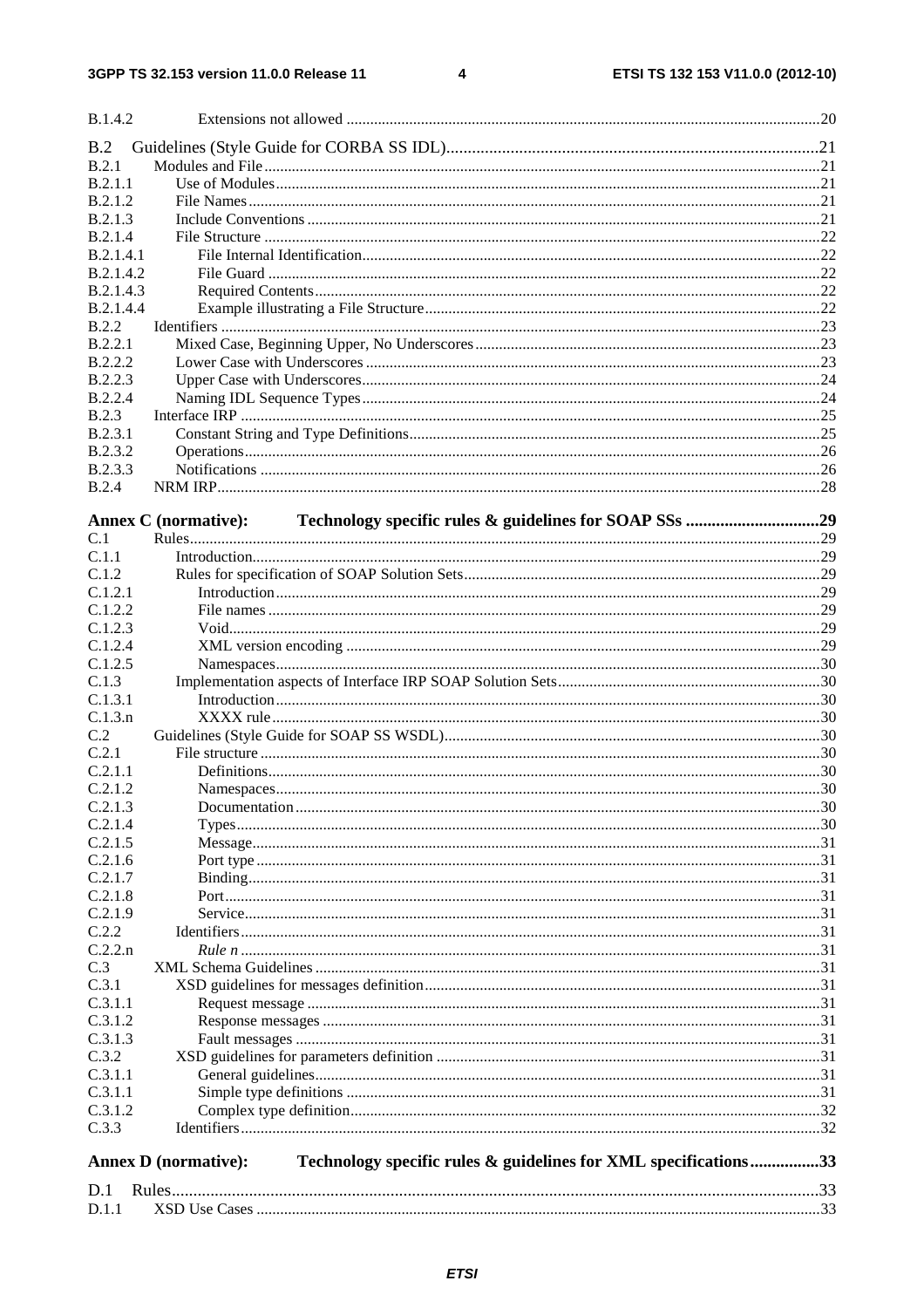B.1.4.2 Extensions not allowed ....................................................................................................................20

B.2 Guidelines (Style Guide for CORBA SS IDL)......................................................................................21
B.2.1 Modules and File ..........................................................................................................................21
B.2.1.1 Use of Modules ........................................................................................................................21
B.2.1.2 File Names ...............................................................................................................................21
B.2.1.3 Include Conventions ................................................................................................................21
B.2.1.4 File Structure ...........................................................................................................................22
B.2.1.4.1 File Internal Identification....................................................................................................22
B.2.1.4.2 File Guard ............................................................................................................................22
B.2.1.4.3 Required Contents ................................................................................................................22
B.2.1.4.4 Example illustrating a File Structure....................................................................................22
B.2.2 Identifiers .......................................................................................................................................23
B.2.2.1 Mixed Case, Beginning Upper, No Underscores .......................................................................23
B.2.2.2 Lower Case with Underscores ...................................................................................................23
B.2.2.3 Upper Case with Underscores....................................................................................................24
B.2.2.4 Naming IDL Sequence Types ....................................................................................................24
B.2.3 Interface IRP ..................................................................................................................................25
B.2.3.1 Constant String and Type Definitions........................................................................................25
B.2.3.2 Operations .................................................................................................................................26
B.2.3.3 Notifications .............................................................................................................................26
B.2.4 NRM IRP........................................................................................................................................28

**Annex C (normative): Technology specific rules & guidelines for SOAP SSs ...............................29**

C.1 Rules..........................................................................................................................................29
C.1.1 Introduction....................................................................................................................................29
C.1.2 Rules for specification of SOAP Solution Sets...............................................................................29
C.1.2.1 Introduction ...............................................................................................................................29
C.1.2.2 File names .................................................................................................................................29
C.1.2.3 Void...........................................................................................................................................29
C.1.2.4 XML version encoding .............................................................................................................29
C.1.2.5 Namespaces...............................................................................................................................30
C.1.3 Implementation aspects of Interface IRP SOAP Solution Sets......................................................30
C.1.3.1 Introduction ...............................................................................................................................30
C.1.3.n XXXX rule ................................................................................................................................30
C.2 Guidelines (Style Guide for SOAP SS WSDL)..............................................................................30
C.2.1 File structure ..................................................................................................................................30
C.2.1.1 Definitions.................................................................................................................................30
C.2.1.2 Namespaces...............................................................................................................................30
C.2.1.3 Documentation ..........................................................................................................................30
C.2.1.4 Types.........................................................................................................................................30
C.2.1.5 Message.....................................................................................................................................31
C.2.1.6 Port type ....................................................................................................................................31
C.2.1.7 Binding......................................................................................................................................31
C.2.1.8 Port............................................................................................................................................31
C.2.1.9 Service.......................................................................................................................................31
C.2.2 Identifiers........................................................................................................................................31
C.2.2.n *Rule n* ........................................................................................................................................31
C.3 XML Schema Guidelines ................................................................................................................31
C.3.1 XSD guidelines for messages definition.........................................................................................31
C.3.1.1 Request message .......................................................................................................................31
C.3.1.2 Response messages ...................................................................................................................31
C.3.1.3 Fault messages ..........................................................................................................................31
C.3.2 XSD guidelines for parameters definition ......................................................................................31
C.3.1.1 General guidelines.....................................................................................................................31
C.3.1.1 Simple type definitions .............................................................................................................31
C.3.1.2 Complex type definition............................................................................................................32
C.3.3 Identifiers........................................................................................................................................32

**Annex D (normative): Technology specific rules & guidelines for XML specifications................33**

D.1 Rules.........................................................................................................................................33
D.1.1 XSD Use Cases ..............................................................................................................................33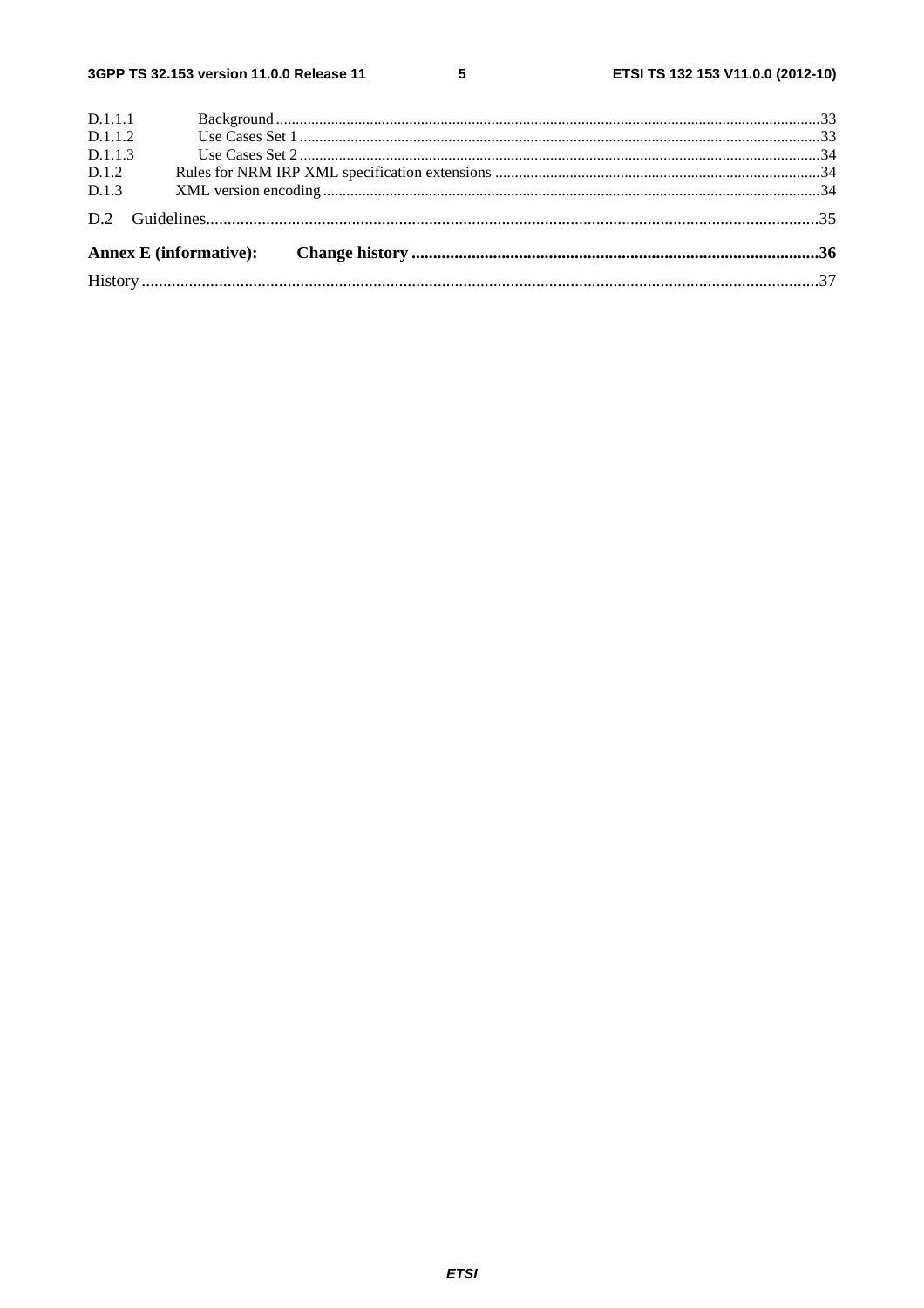D.1.1.1 Background ....................................................................................................................................33
D.1.1.2 Use Cases Set 1 ..............................................................................................................................33
D.1.1.3 Use Cases Set 2 ..............................................................................................................................34
D.1.2 Rules for NRM IRP XML specification extensions ....................................................................................34
D.1.3 XML version encoding ..................................................................................................................................34

D.2 Guidelines..............................................................................................................................................35

**Annex E (informative): Change history ..............................................................................................36**

History ...............................................................................................................................................................37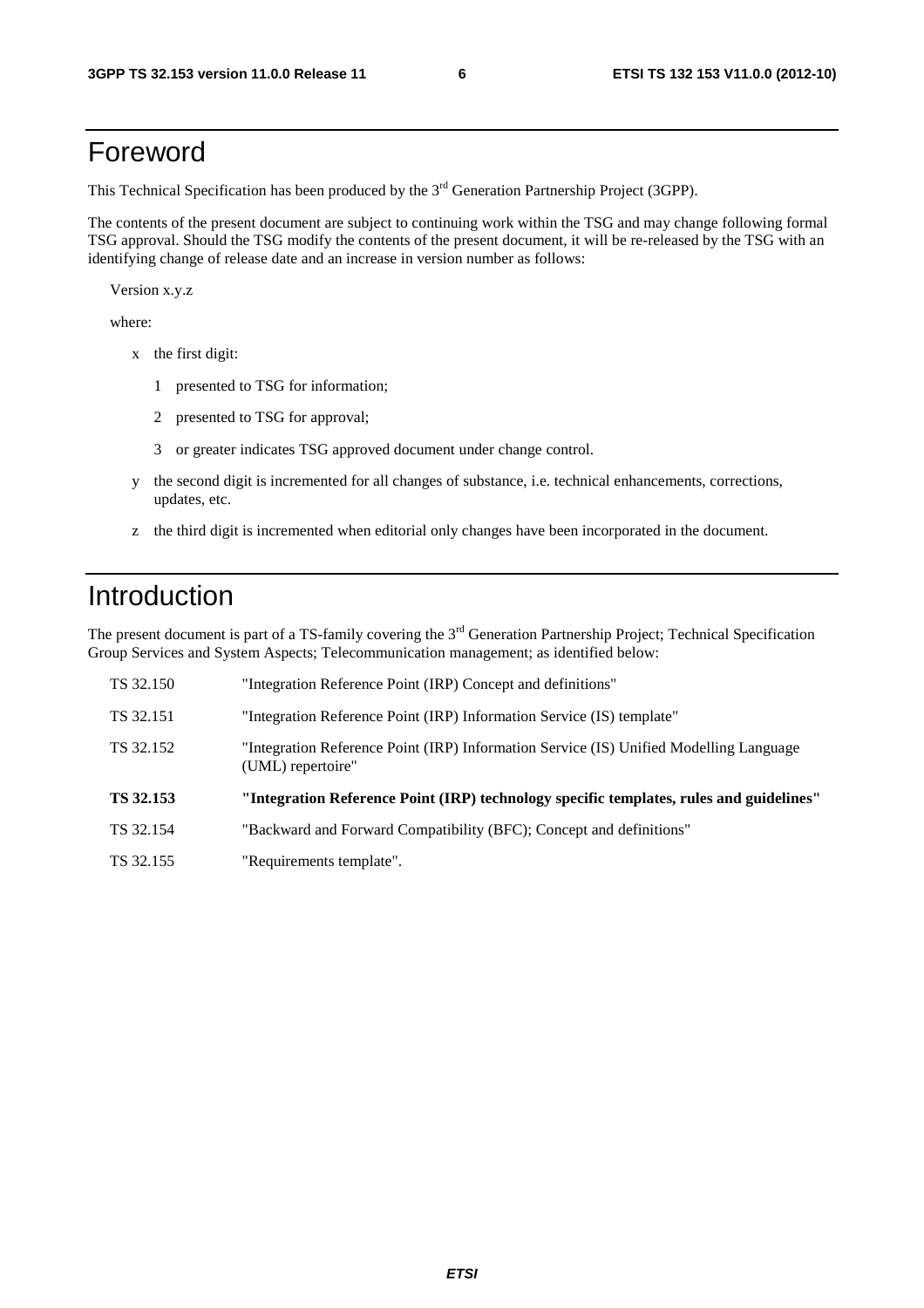# Foreword

This Technical Specification has been produced by the 3rd Generation Partnership Project (3GPP).

The contents of the present document are subject to continuing work within the TSG and may change following formal TSG approval. Should the TSG modify the contents of the present document, it will be re-released by the TSG with an identifying change of release date and an increase in version number as follows:

Version x.y.z

where:

- x the first digit:
  - 1 presented to TSG for information;
  - 2 presented to TSG for approval;
  - 3 or greater indicates TSG approved document under change control.
- y the second digit is incremented for all changes of substance, i.e. technical enhancements, corrections, updates, etc.
- z the third digit is incremented when editorial only changes have been incorporated in the document.

# Introduction

The present document is part of a TS-family covering the 3rd Generation Partnership Project; Technical Specification Group Services and System Aspects; Telecommunication management; as identified below:

| | |
|---|---|
| TS 32.150 | "Integration Reference Point (IRP) Concept and definitions" |
| TS 32.151 | "Integration Reference Point (IRP) Information Service (IS) template" |
| TS 32.152 | "Integration Reference Point (IRP) Information Service (IS) Unified Modelling Language (UML) repertoire" |
| **TS 32.153** | **"Integration Reference Point (IRP) technology specific templates, rules and guidelines"** |
| TS 32.154 | "Backward and Forward Compatibility (BFC); Concept and definitions" |
| TS 32.155 | "Requirements template". |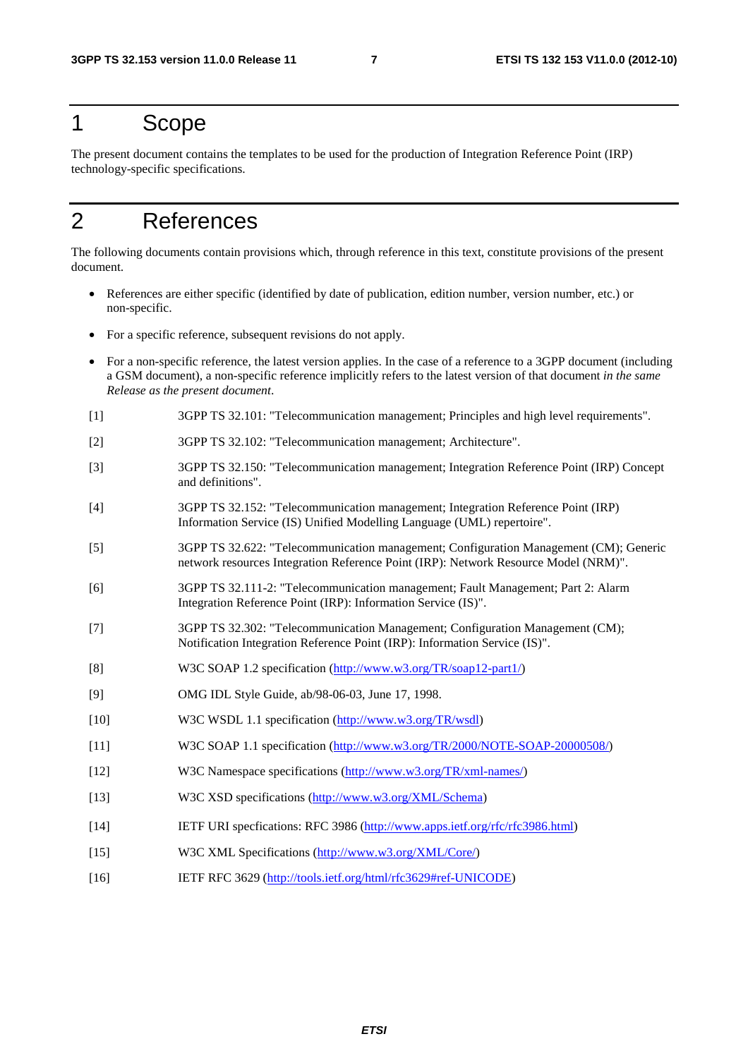# 1 Scope

The present document contains the templates to be used for the production of Integration Reference Point (IRP) technology-specific specifications.

# 2 References

The following documents contain provisions which, through reference in this text, constitute provisions of the present document.

- References are either specific (identified by date of publication, edition number, version number, etc.) or non-specific.
- For a specific reference, subsequent revisions do not apply.
- For a non-specific reference, the latest version applies. In the case of a reference to a 3GPP document (including a GSM document), a non-specific reference implicitly refers to the latest version of that document *in the same Release as the present document*.

[1] 3GPP TS 32.101: "Telecommunication management; Principles and high level requirements".

[2] 3GPP TS 32.102: "Telecommunication management; Architecture".

[3] 3GPP TS 32.150: "Telecommunication management; Integration Reference Point (IRP) Concept and definitions".

[4] 3GPP TS 32.152: "Telecommunication management; Integration Reference Point (IRP) Information Service (IS) Unified Modelling Language (UML) repertoire".

[5] 3GPP TS 32.622: "Telecommunication management; Configuration Management (CM); Generic network resources Integration Reference Point (IRP): Network Resource Model (NRM)".

[6] 3GPP TS 32.111-2: "Telecommunication management; Fault Management; Part 2: Alarm Integration Reference Point (IRP): Information Service (IS)".

[7] 3GPP TS 32.302: "Telecommunication Management; Configuration Management (CM); Notification Integration Reference Point (IRP): Information Service (IS)".

[8] W3C SOAP 1.2 specification (http://www.w3.org/TR/soap12-part1/)

[9] OMG IDL Style Guide, ab/98-06-03, June 17, 1998.

[10] W3C WSDL 1.1 specification (http://www.w3.org/TR/wsdl)

[11] W3C SOAP 1.1 specification (http://www.w3.org/TR/2000/NOTE-SOAP-20000508/)

[12] W3C Namespace specifications (http://www.w3.org/TR/xml-names/)

[13] W3C XSD specifications (http://www.w3.org/XML/Schema)

[14] IETF URI specfications: RFC 3986 (http://www.apps.ietf.org/rfc/rfc3986.html)

[15] W3C XML Specifications (http://www.w3.org/XML/Core/)

[16] IETF RFC 3629 (http://tools.ietf.org/html/rfc3629#ref-UNICODE)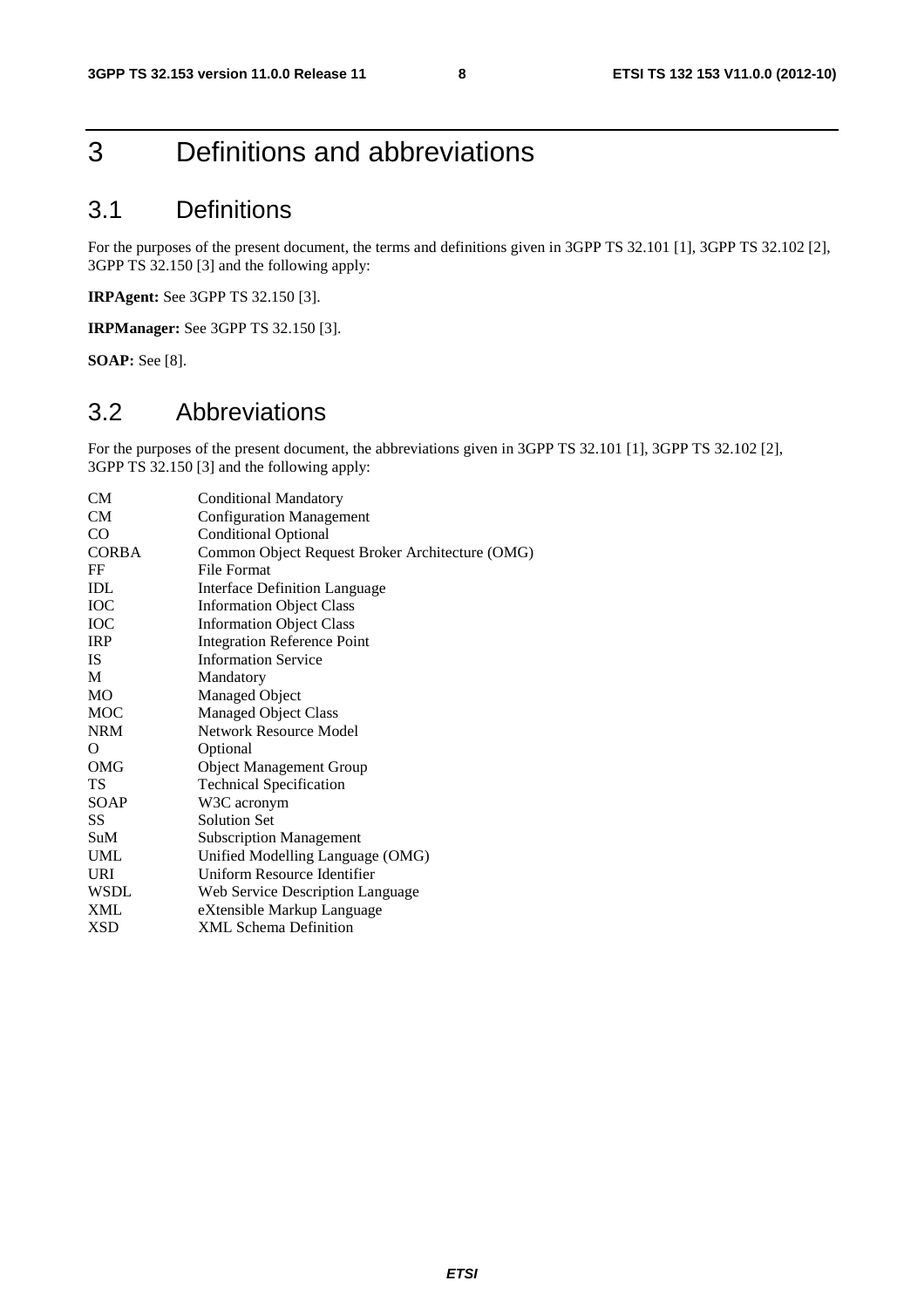# 3 Definitions and abbreviations

## 3.1 Definitions

For the purposes of the present document, the terms and definitions given in 3GPP TS 32.101 [1], 3GPP TS 32.102 [2], 3GPP TS 32.150 [3] and the following apply:

**IRPAgent:** See 3GPP TS 32.150 [3].

**IRPManager:** See 3GPP TS 32.150 [3].

**SOAP:** See [8].

## 3.2 Abbreviations

For the purposes of the present document, the abbreviations given in 3GPP TS 32.101 [1], 3GPP TS 32.102 [2], 3GPP TS 32.150 [3] and the following apply:

| | |
|---|---|
| CM | Conditional Mandatory |
| CM | Configuration Management |
| CO | Conditional Optional |
| CORBA | Common Object Request Broker Architecture (OMG) |
| FF | File Format |
| IDL | Interface Definition Language |
| IOC | Information Object Class |
| IOC | Information Object Class |
| IRP | Integration Reference Point |
| IS | Information Service |
| M | Mandatory |
| MO | Managed Object |
| MOC | Managed Object Class |
| NRM | Network Resource Model |
| O | Optional |
| OMG | Object Management Group |
| TS | Technical Specification |
| SOAP | W3C acronym |
| SS | Solution Set |
| SuM | Subscription Management |
| UML | Unified Modelling Language (OMG) |
| URI | Uniform Resource Identifier |
| WSDL | Web Service Description Language |
| XML | eXtensible Markup Language |
| XSD | XML Schema Definition |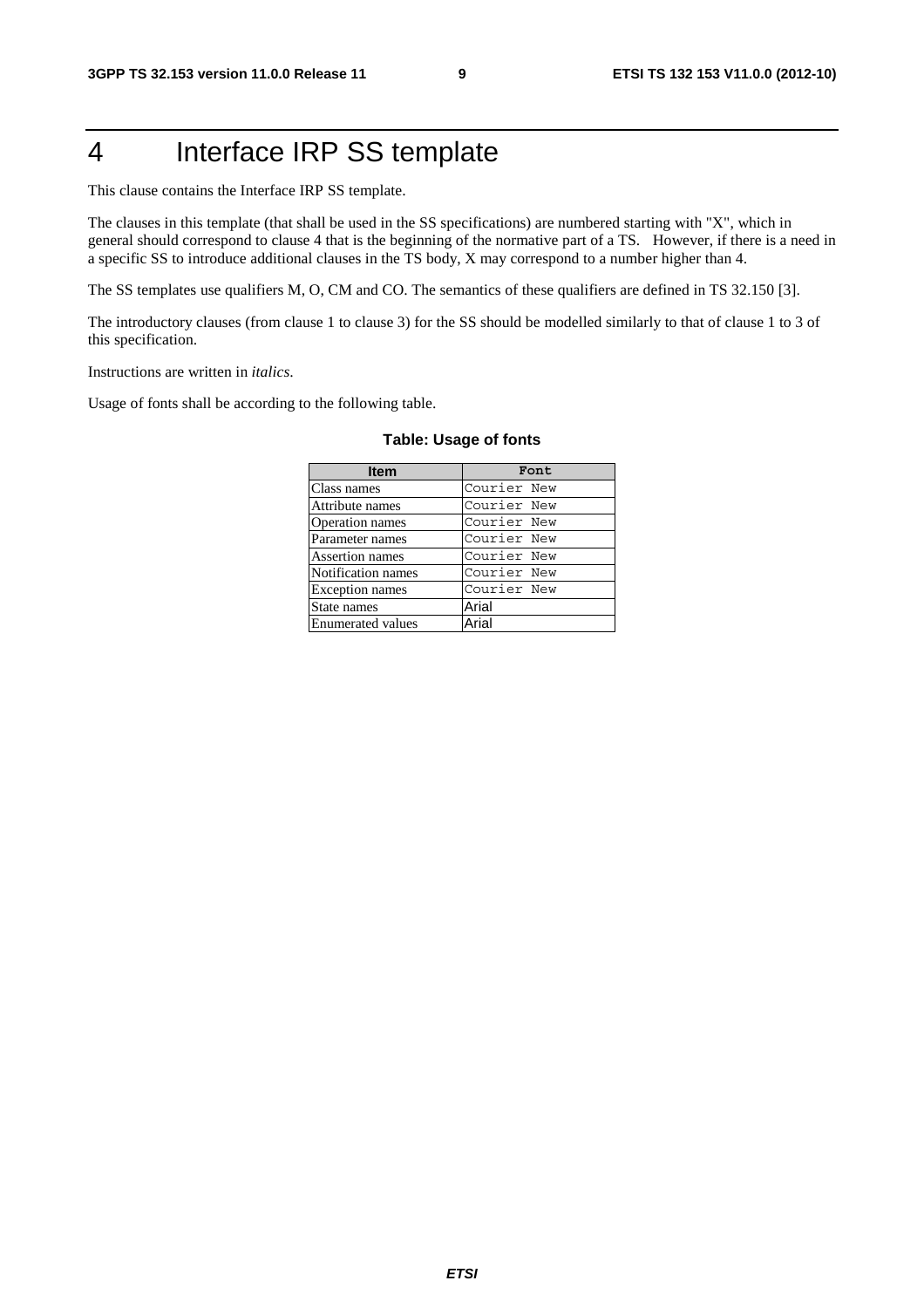# 4 Interface IRP SS template

This clause contains the Interface IRP SS template.

The clauses in this template (that shall be used in the SS specifications) are numbered starting with "X", which in general should correspond to clause 4 that is the beginning of the normative part of a TS. However, if there is a need in a specific SS to introduce additional clauses in the TS body, X may correspond to a number higher than 4.

The SS templates use qualifiers M, O, CM and CO. The semantics of these qualifiers are defined in TS 32.150 [3].

The introductory clauses (from clause 1 to clause 3) for the SS should be modelled similarly to that of clause 1 to 3 of this specification.

Instructions are written in *italics*.

Usage of fonts shall be according to the following table.

**Table: Usage of fonts**

| Item | Font |
|---|---|
| Class names | Courier New |
| Attribute names | Courier New |
| Operation names | Courier New |
| Parameter names | Courier New |
| Assertion names | Courier New |
| Notification names | Courier New |
| Exception names | Courier New |
| State names | Arial |
| Enumerated values | Arial |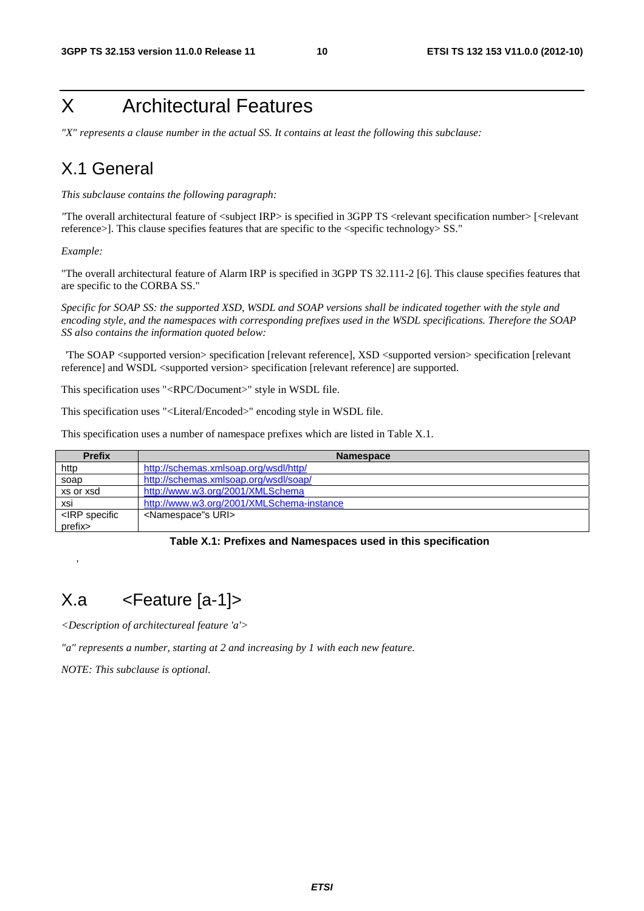# X Architectural Features

*"X" represents a clause number in the actual SS. It contains at least the following this subclause:*

## X.1 General

*This subclause contains the following paragraph:*

"The overall architectural feature of <subject IRP> is specified in 3GPP TS <relevant specification number> [<relevant reference>]. This clause specifies features that are specific to the <specific technology> SS."

*Example:*

"The overall architectural feature of Alarm IRP is specified in 3GPP TS 32.111-2 [6]. This clause specifies features that are specific to the CORBA SS."

*Specific for SOAP SS: the supported XSD, WSDL and SOAP versions shall be indicated together with the style and encoding style, and the namespaces with corresponding prefixes used in the WSDL specifications. Therefore the SOAP SS also contains the information quoted below:*

'The SOAP <supported version> specification [relevant reference], XSD <supported version> specification [relevant reference] and WSDL <supported version> specification [relevant reference] are supported.

This specification uses "<RPC/Document>" style in WSDL file.

This specification uses "<Literal/Encoded>" encoding style in WSDL file.

This specification uses a number of namespace prefixes which are listed in Table X.1.

| Prefix | Namespace |
|---|---|
| http | http://schemas.xmlsoap.org/wsdl/http/ |
| soap | http://schemas.xmlsoap.org/wsdl/soap/ |
| xs or xsd | http://www.w3.org/2001/XMLSchema |
| xsi | http://www.w3.org/2001/XMLSchema-instance |
| <IRP specific prefix> | <Namespace"s URI> |

**Table X.1: Prefixes and Namespaces used in this specification**

'

# X.a <Feature [a-1]>

*<Description of architectureal feature 'a'>*

*"a" represents a number, starting at 2 and increasing by 1 with each new feature.*

*NOTE: This subclause is optional.*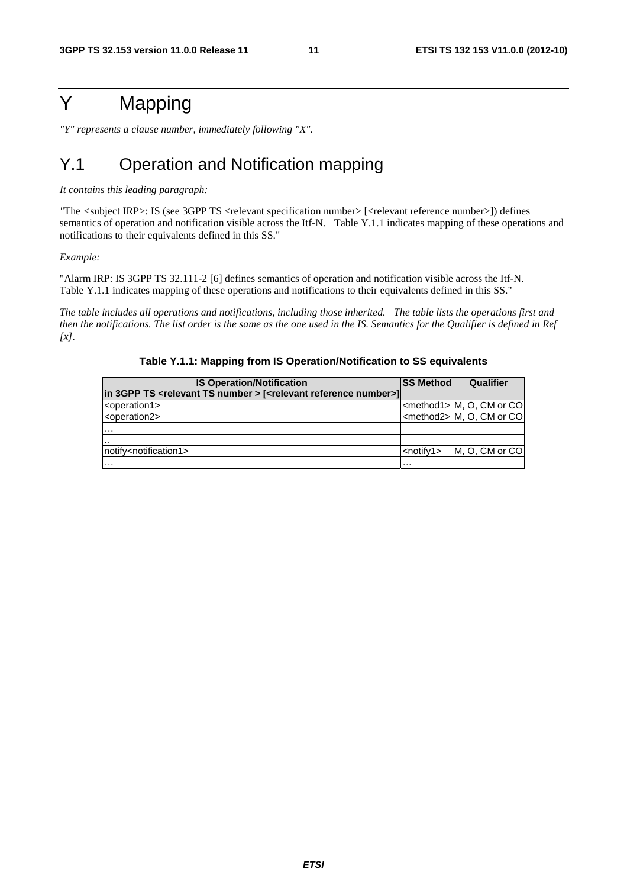# Y Mapping

*"Y" represents a clause number, immediately following "X".*

## Y.1 Operation and Notification mapping

*It contains this leading paragraph:*

"The <subject IRP>: IS (see 3GPP TS <relevant specification number> [<relevant reference number>]) defines semantics of operation and notification visible across the Itf-N. Table Y.1.1 indicates mapping of these operations and notifications to their equivalents defined in this SS."

*Example:*

"Alarm IRP: IS 3GPP TS 32.111-2 [6] defines semantics of operation and notification visible across the Itf-N. Table Y.1.1 indicates mapping of these operations and notifications to their equivalents defined in this SS."

*The table includes all operations and notifications, including those inherited. The table lists the operations first and then the notifications. The list order is the same as the one used in the IS. Semantics for the Qualifier is defined in Ref [x].*

**Table Y.1.1: Mapping from IS Operation/Notification to SS equivalents**

| IS Operation/Notification in 3GPP TS <relevant TS number > [<relevant reference number>] | SS Method | Qualifier |
|---|---|---|
| <operation1> | <method1> | M, O, CM or CO |
| <operation2> | <method2> | M, O, CM or CO |
| … | | |
| .. | | |
| notify<notification1> | <notify1> | M, O, CM or CO |
| … | … | |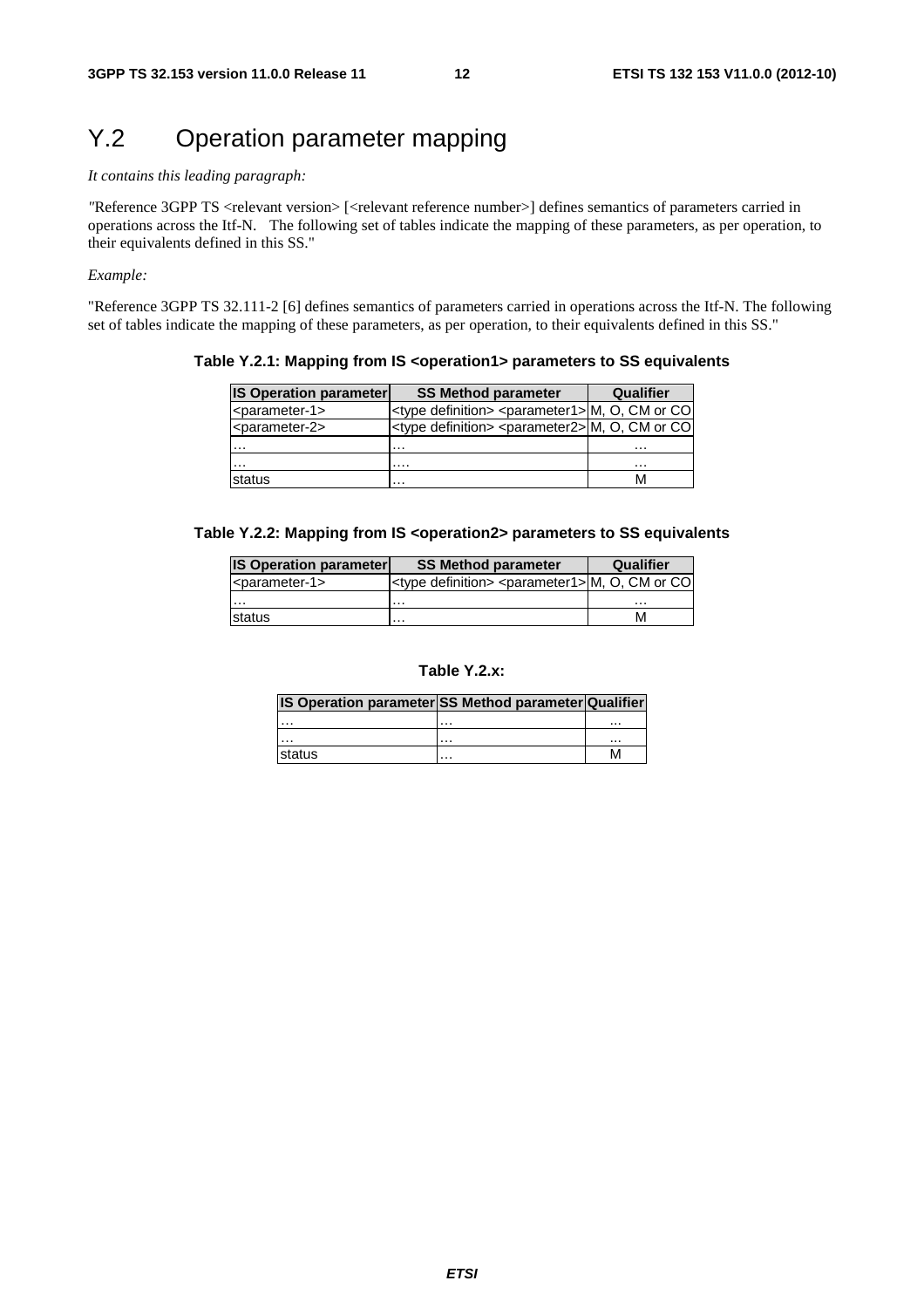# Y.2 Operation parameter mapping

*It contains this leading paragraph:*

*"*Reference 3GPP TS <relevant version> [<relevant reference number>] defines semantics of parameters carried in operations across the Itf-N. The following set of tables indicate the mapping of these parameters, as per operation, to their equivalents defined in this SS."

*Example:*

"Reference 3GPP TS 32.111-2 [6] defines semantics of parameters carried in operations across the Itf-N. The following set of tables indicate the mapping of these parameters, as per operation, to their equivalents defined in this SS."

**Table Y.2.1: Mapping from IS <operation1> parameters to SS equivalents**

| IS Operation parameter | SS Method parameter | Qualifier |
|---|---|---|
| <parameter-1> | <type definition> <parameter1> | M, O, CM or CO |
| <parameter-2> | <type definition> <parameter2> | M, O, CM or CO |
| … | … | … |
| … | …. | … |
| status | … | M |

**Table Y.2.2: Mapping from IS <operation2> parameters to SS equivalents**

| IS Operation parameter | SS Method parameter | Qualifier |
|---|---|---|
| <parameter-1> | <type definition> <parameter1> | M, O, CM or CO |
| … | … | … |
| status | … | M |

**Table Y.2.x:**

| IS Operation parameter | SS Method parameter | Qualifier |
|---|---|---|
| … | … | ... |
| … | … | ... |
| status | … | M |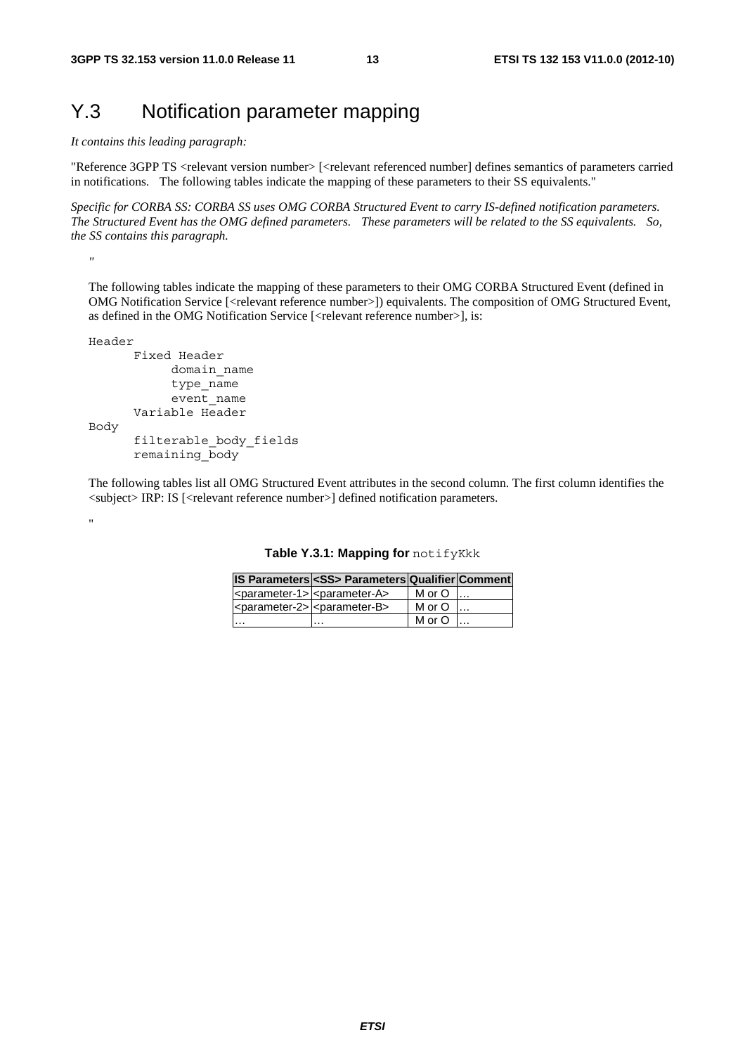# Y.3 Notification parameter mapping

*It contains this leading paragraph:*

"Reference 3GPP TS <relevant version number> [<relevant referenced number] defines semantics of parameters carried in notifications. The following tables indicate the mapping of these parameters to their SS equivalents."

*Specific for CORBA SS: CORBA SS uses OMG CORBA Structured Event to carry IS-defined notification parameters. The Structured Event has the OMG defined parameters. These parameters will be related to the SS equivalents. So, the SS contains this paragraph.*

"

The following tables indicate the mapping of these parameters to their OMG CORBA Structured Event (defined in OMG Notification Service [<relevant reference number>]) equivalents. The composition of OMG Structured Event, as defined in the OMG Notification Service [<relevant reference number>], is:

```
Header
      Fixed Header
           domain_name
           type_name
           event_name
      Variable Header
Body
      filterable_body_fields
      remaining_body
```

The following tables list all OMG Structured Event attributes in the second column. The first column identifies the <subject> IRP: IS [<relevant reference number>] defined notification parameters.

"

**Table Y.3.1: Mapping for** `notifyKkk`

| IS Parameters | <SS> Parameters | Qualifier | Comment |
|---|---|---|---|
| <parameter-1> | <parameter-A> | M or O | … |
| <parameter-2> | <parameter-B> | M or O | … |
| … | … | M or O | … |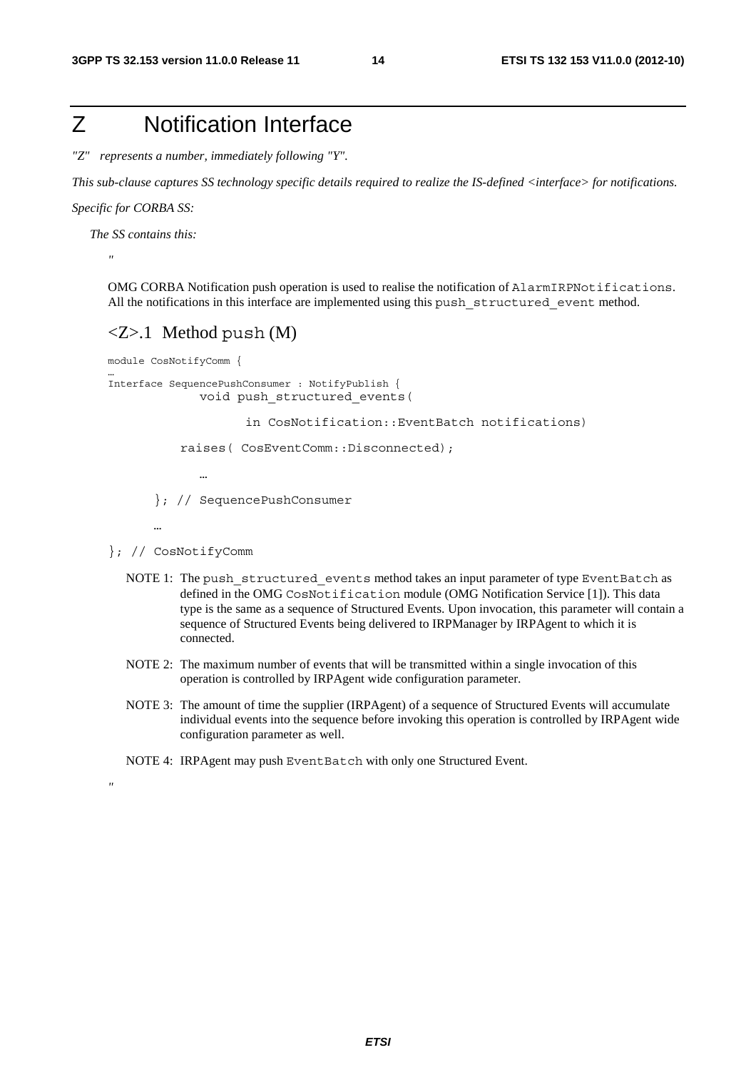# Z Notification Interface

*"Z" represents a number, immediately following "Y".*

*This sub-clause captures SS technology specific details required to realize the IS-defined <interface> for notifications.*

*Specific for CORBA SS:*

*The SS contains this:*

"

OMG CORBA Notification push operation is used to realise the notification of AlarmIRPNotifications. All the notifications in this interface are implemented using this push_structured_event method.

## <Z>.1 Method push (M)

```
module CosNotifyComm {
…
Interface SequencePushConsumer : NotifyPublish {
            void push_structured_events(

                    in CosNotification::EventBatch notifications)

         raises( CosEventComm::Disconnected);

            …

      }; // SequencePushConsumer

      …

}; // CosNotifyComm
```

NOTE 1: The push_structured_events method takes an input parameter of type EventBatch as defined in the OMG CosNotification module (OMG Notification Service [1]). This data type is the same as a sequence of Structured Events. Upon invocation, this parameter will contain a sequence of Structured Events being delivered to IRPManager by IRPAgent to which it is connected.

NOTE 2: The maximum number of events that will be transmitted within a single invocation of this operation is controlled by IRPAgent wide configuration parameter.

NOTE 3: The amount of time the supplier (IRPAgent) of a sequence of Structured Events will accumulate individual events into the sequence before invoking this operation is controlled by IRPAgent wide configuration parameter as well.

NOTE 4: IRPAgent may push EventBatch with only one Structured Event.

"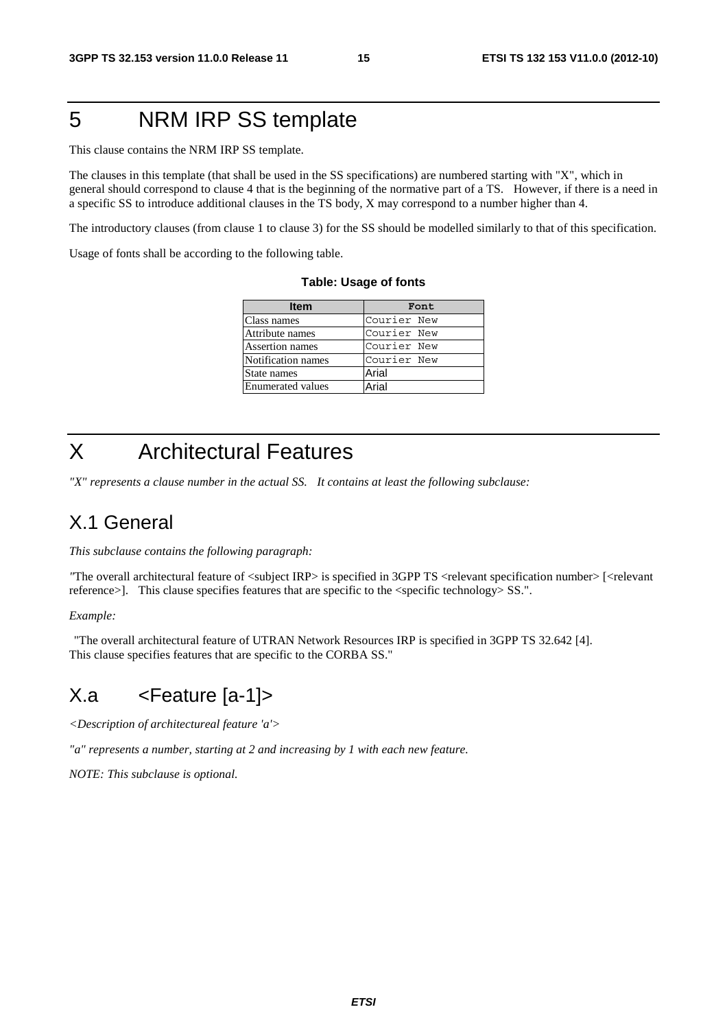# 5 NRM IRP SS template

This clause contains the NRM IRP SS template.

The clauses in this template (that shall be used in the SS specifications) are numbered starting with "X", which in general should correspond to clause 4 that is the beginning of the normative part of a TS. However, if there is a need in a specific SS to introduce additional clauses in the TS body, X may correspond to a number higher than 4.

The introductory clauses (from clause 1 to clause 3) for the SS should be modelled similarly to that of this specification.

Usage of fonts shall be according to the following table.

**Table: Usage of fonts**

| Item | Font |
|---|---|
| Class names | Courier New |
| Attribute names | Courier New |
| Assertion names | Courier New |
| Notification names | Courier New |
| State names | Arial |
| Enumerated values | Arial |

# X Architectural Features

*"X" represents a clause number in the actual SS. It contains at least the following subclause:*

## X.1 General

*This subclause contains the following paragraph:*

"The overall architectural feature of <subject IRP> is specified in 3GPP TS <relevant specification number> [<relevant reference>]. This clause specifies features that are specific to the <specific technology> SS.".

*Example:*

"The overall architectural feature of UTRAN Network Resources IRP is specified in 3GPP TS 32.642 [4]. This clause specifies features that are specific to the CORBA SS."

## X.a <Feature [a-1]>

*<Description of architectureal feature 'a'>*

*"a" represents a number, starting at 2 and increasing by 1 with each new feature.*

*NOTE: This subclause is optional.*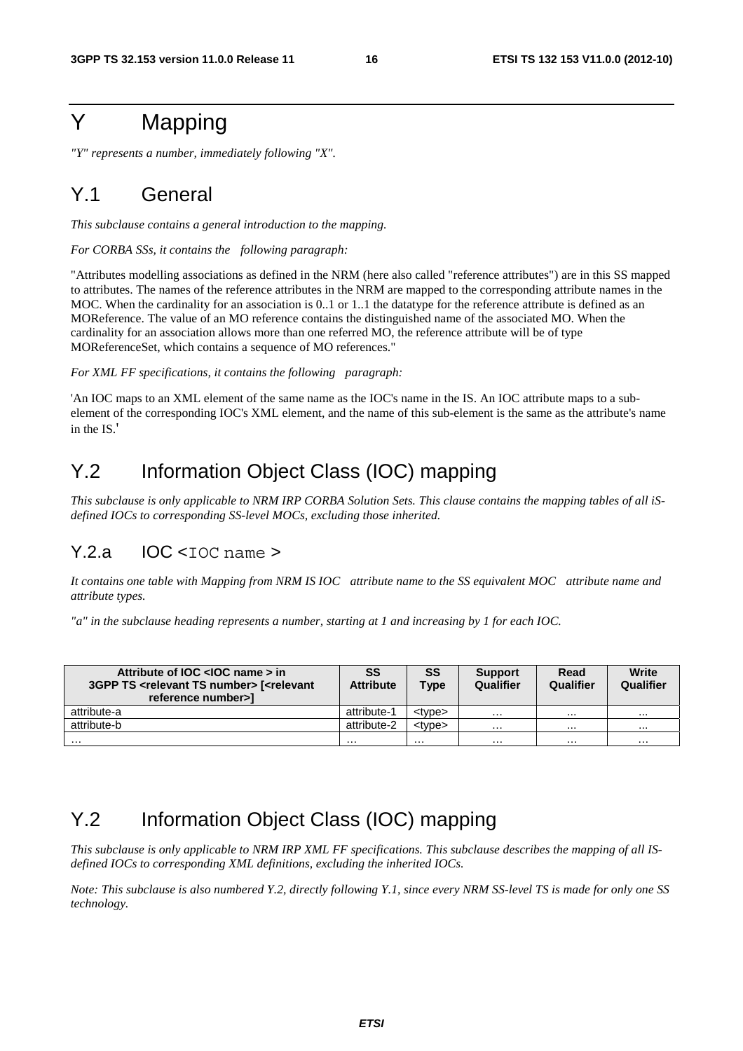# Y Mapping

*"Y" represents a number, immediately following "X".*

## Y.1 General

*This subclause contains a general introduction to the mapping.*

*For CORBA SSs, it contains the following paragraph:*

"Attributes modelling associations as defined in the NRM (here also called "reference attributes") are in this SS mapped to attributes. The names of the reference attributes in the NRM are mapped to the corresponding attribute names in the MOC. When the cardinality for an association is 0..1 or 1..1 the datatype for the reference attribute is defined as an MOReference. The value of an MO reference contains the distinguished name of the associated MO. When the cardinality for an association allows more than one referred MO, the reference attribute will be of type MOReferenceSet, which contains a sequence of MO references."

*For XML FF specifications, it contains the following paragraph:*

'An IOC maps to an XML element of the same name as the IOC's name in the IS. An IOC attribute maps to a sub-element of the corresponding IOC's XML element, and the name of this sub-element is the same as the attribute's name in the IS.'

## Y.2 Information Object Class (IOC) mapping

*This subclause is only applicable to NRM IRP CORBA Solution Sets. This clause contains the mapping tables of all iS-defined IOCs to corresponding SS-level MOCs, excluding those inherited.*

### Y.2.a IOC <`IOC name` >

*It contains one table with Mapping from NRM IS IOC attribute name to the SS equivalent MOC attribute name and attribute types.*

*"a" in the subclause heading represents a number, starting at 1 and increasing by 1 for each IOC.*

| Attribute of IOC <IOC name > in 3GPP TS <relevant TS number> [<relevant reference number>] | SS Attribute | SS Type | Support Qualifier | Read Qualifier | Write Qualifier |
|---|---|---|---|---|---|
| attribute-a | attribute-1 | <type> | … | ... | ... |
| attribute-b | attribute-2 | <type> | … | ... | ... |
| … | … | … | … | … | … |

## Y.2 Information Object Class (IOC) mapping

*This subclause is only applicable to NRM IRP XML FF specifications. This subclause describes the mapping of all IS-defined IOCs to corresponding XML definitions, excluding the inherited IOCs.*

*Note: This subclause is also numbered Y.2, directly following Y.1, since every NRM SS-level TS is made for only one SS technology.*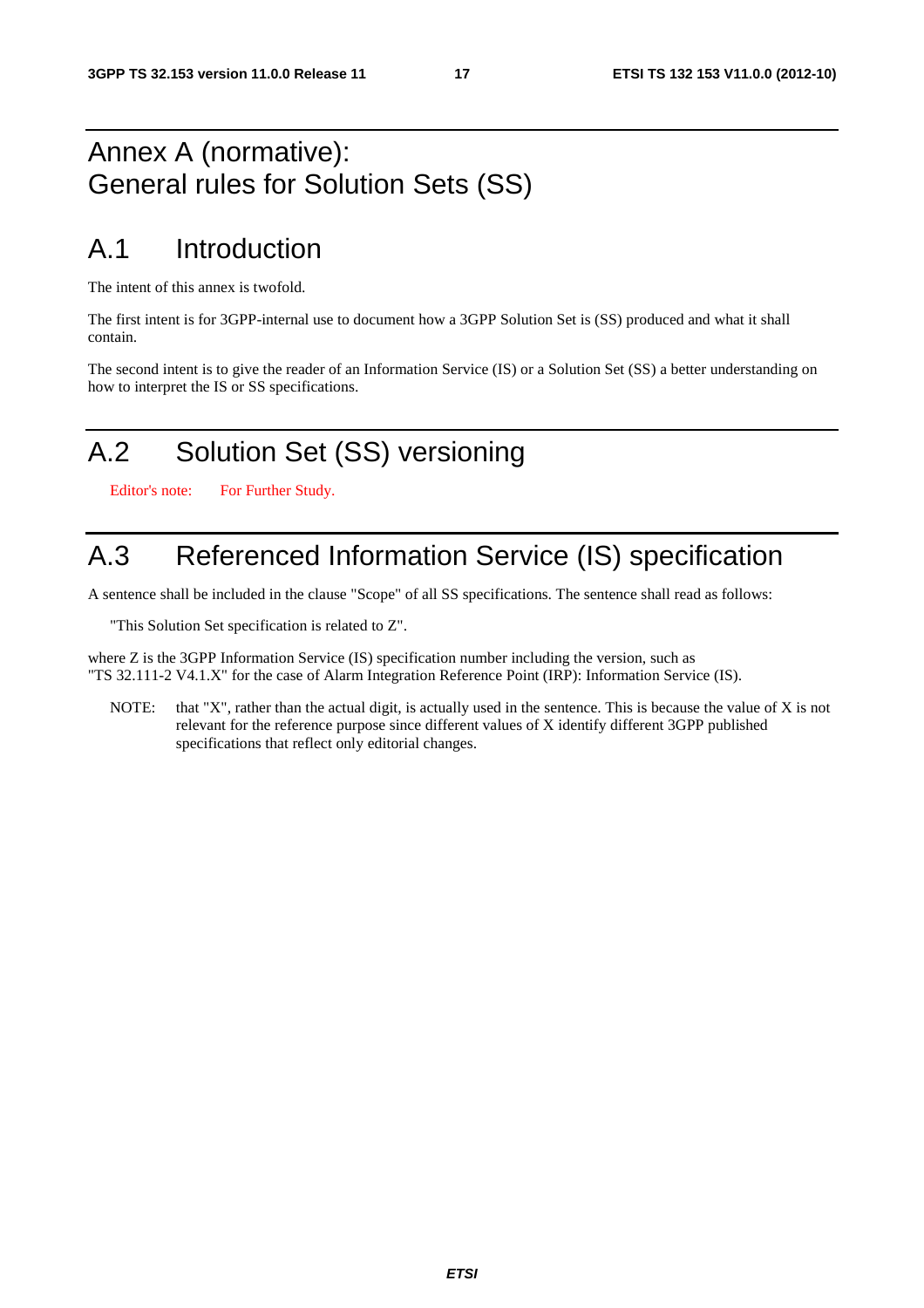# Annex A (normative): General rules for Solution Sets (SS)

# A.1 Introduction

The intent of this annex is twofold.

The first intent is for 3GPP-internal use to document how a 3GPP Solution Set is (SS) produced and what it shall contain.

The second intent is to give the reader of an Information Service (IS) or a Solution Set (SS) a better understanding on how to interpret the IS or SS specifications.

# A.2 Solution Set (SS) versioning

Editor's note: For Further Study.

# A.3 Referenced Information Service (IS) specification

A sentence shall be included in the clause "Scope" of all SS specifications. The sentence shall read as follows:

"This Solution Set specification is related to Z".

where Z is the 3GPP Information Service (IS) specification number including the version, such as "TS 32.111-2 V4.1.X" for the case of Alarm Integration Reference Point (IRP): Information Service (IS).

NOTE: that "X", rather than the actual digit, is actually used in the sentence. This is because the value of X is not relevant for the reference purpose since different values of X identify different 3GPP published specifications that reflect only editorial changes.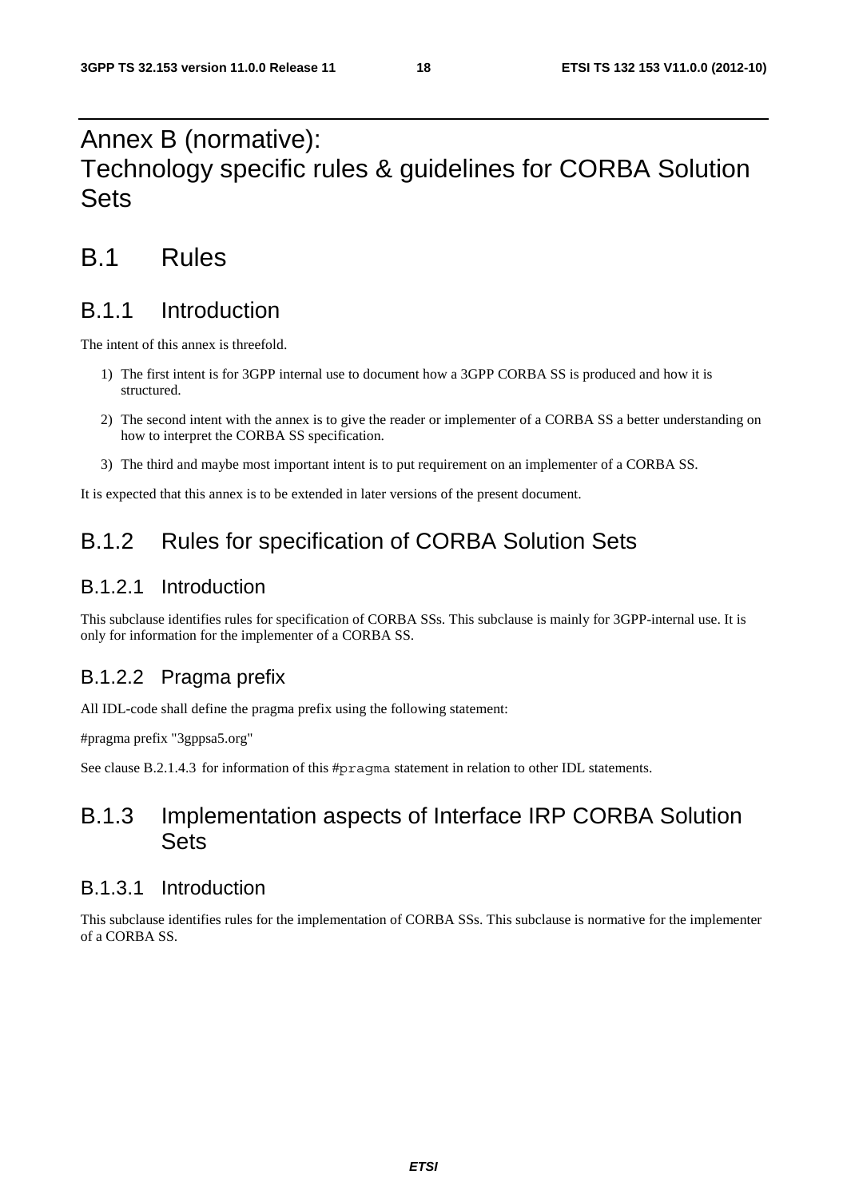# Annex B (normative): Technology specific rules & guidelines for CORBA Solution Sets

# B.1 Rules

## B.1.1 Introduction

The intent of this annex is threefold.

1) The first intent is for 3GPP internal use to document how a 3GPP CORBA SS is produced and how it is structured.

2) The second intent with the annex is to give the reader or implementer of a CORBA SS a better understanding on how to interpret the CORBA SS specification.

3) The third and maybe most important intent is to put requirement on an implementer of a CORBA SS.

It is expected that this annex is to be extended in later versions of the present document.

## B.1.2 Rules for specification of CORBA Solution Sets

### B.1.2.1 Introduction

This subclause identifies rules for specification of CORBA SSs. This subclause is mainly for 3GPP-internal use. It is only for information for the implementer of a CORBA SS.

### B.1.2.2 Pragma prefix

All IDL-code shall define the pragma prefix using the following statement:

#pragma prefix "3gppsa5.org"

See clause B.2.1.4.3 for information of this #`pragma` statement in relation to other IDL statements.

## B.1.3 Implementation aspects of Interface IRP CORBA Solution Sets

### B.1.3.1 Introduction

This subclause identifies rules for the implementation of CORBA SSs. This subclause is normative for the implementer of a CORBA SS.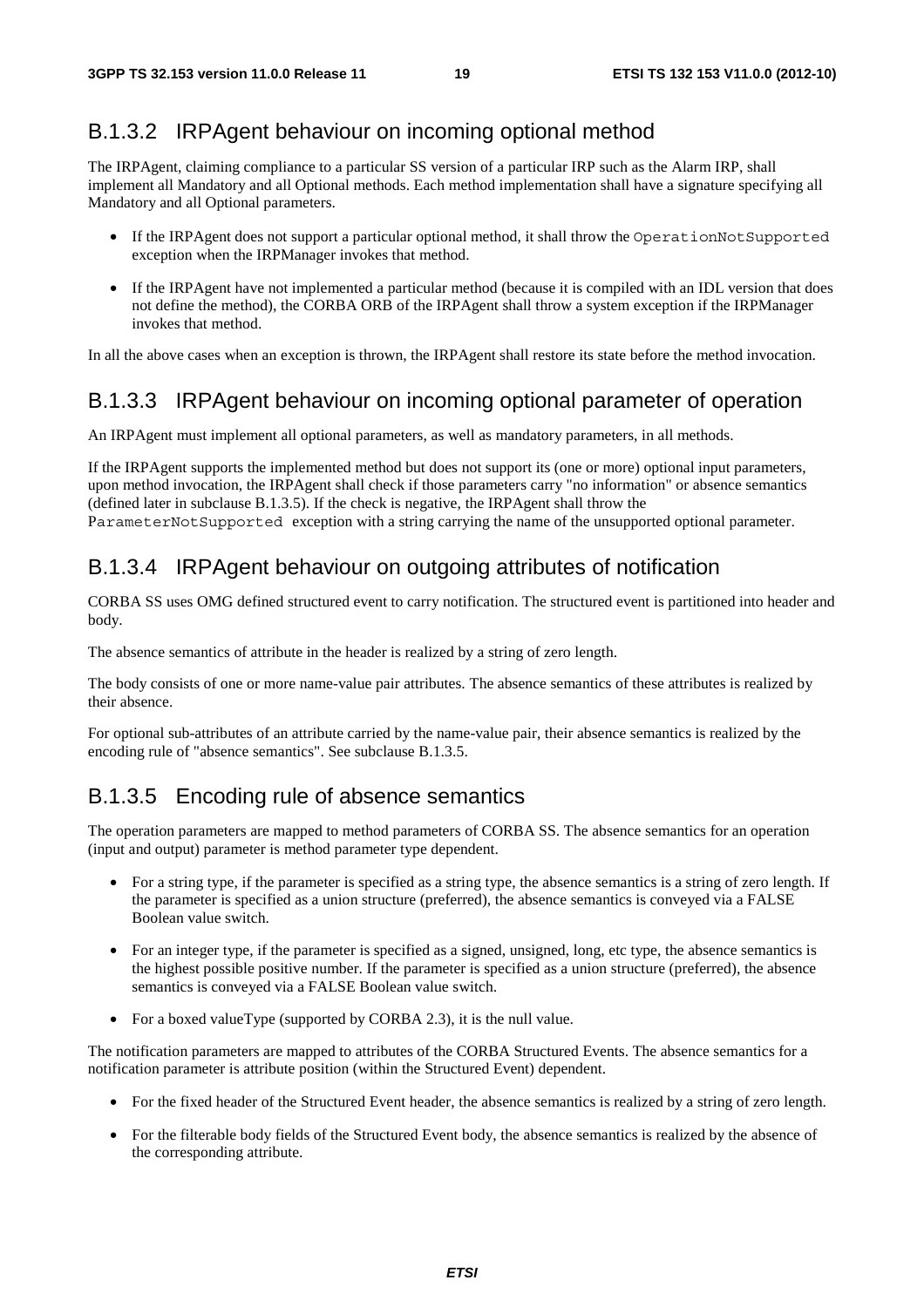## B.1.3.2 IRPAgent behaviour on incoming optional method

The IRPAgent, claiming compliance to a particular SS version of a particular IRP such as the Alarm IRP, shall implement all Mandatory and all Optional methods. Each method implementation shall have a signature specifying all Mandatory and all Optional parameters.

- If the IRPAgent does not support a particular optional method, it shall throw the `OperationNotSupported` exception when the IRPManager invokes that method.
- If the IRPAgent have not implemented a particular method (because it is compiled with an IDL version that does not define the method), the CORBA ORB of the IRPAgent shall throw a system exception if the IRPManager invokes that method.

In all the above cases when an exception is thrown, the IRPAgent shall restore its state before the method invocation.

## B.1.3.3 IRPAgent behaviour on incoming optional parameter of operation

An IRPAgent must implement all optional parameters, as well as mandatory parameters, in all methods.

If the IRPAgent supports the implemented method but does not support its (one or more) optional input parameters, upon method invocation, the IRPAgent shall check if those parameters carry "no information" or absence semantics (defined later in subclause B.1.3.5). If the check is negative, the IRPAgent shall throw the `ParameterNotSupported` exception with a string carrying the name of the unsupported optional parameter.

## B.1.3.4 IRPAgent behaviour on outgoing attributes of notification

CORBA SS uses OMG defined structured event to carry notification. The structured event is partitioned into header and body.

The absence semantics of attribute in the header is realized by a string of zero length.

The body consists of one or more name-value pair attributes. The absence semantics of these attributes is realized by their absence.

For optional sub-attributes of an attribute carried by the name-value pair, their absence semantics is realized by the encoding rule of "absence semantics". See subclause B.1.3.5.

## B.1.3.5 Encoding rule of absence semantics

The operation parameters are mapped to method parameters of CORBA SS. The absence semantics for an operation (input and output) parameter is method parameter type dependent.

- For a string type, if the parameter is specified as a string type, the absence semantics is a string of zero length. If the parameter is specified as a union structure (preferred), the absence semantics is conveyed via a FALSE Boolean value switch.
- For an integer type, if the parameter is specified as a signed, unsigned, long, etc type, the absence semantics is the highest possible positive number. If the parameter is specified as a union structure (preferred), the absence semantics is conveyed via a FALSE Boolean value switch.
- For a boxed valueType (supported by CORBA 2.3), it is the null value.

The notification parameters are mapped to attributes of the CORBA Structured Events. The absence semantics for a notification parameter is attribute position (within the Structured Event) dependent.

- For the fixed header of the Structured Event header, the absence semantics is realized by a string of zero length.
- For the filterable body fields of the Structured Event body, the absence semantics is realized by the absence of the corresponding attribute.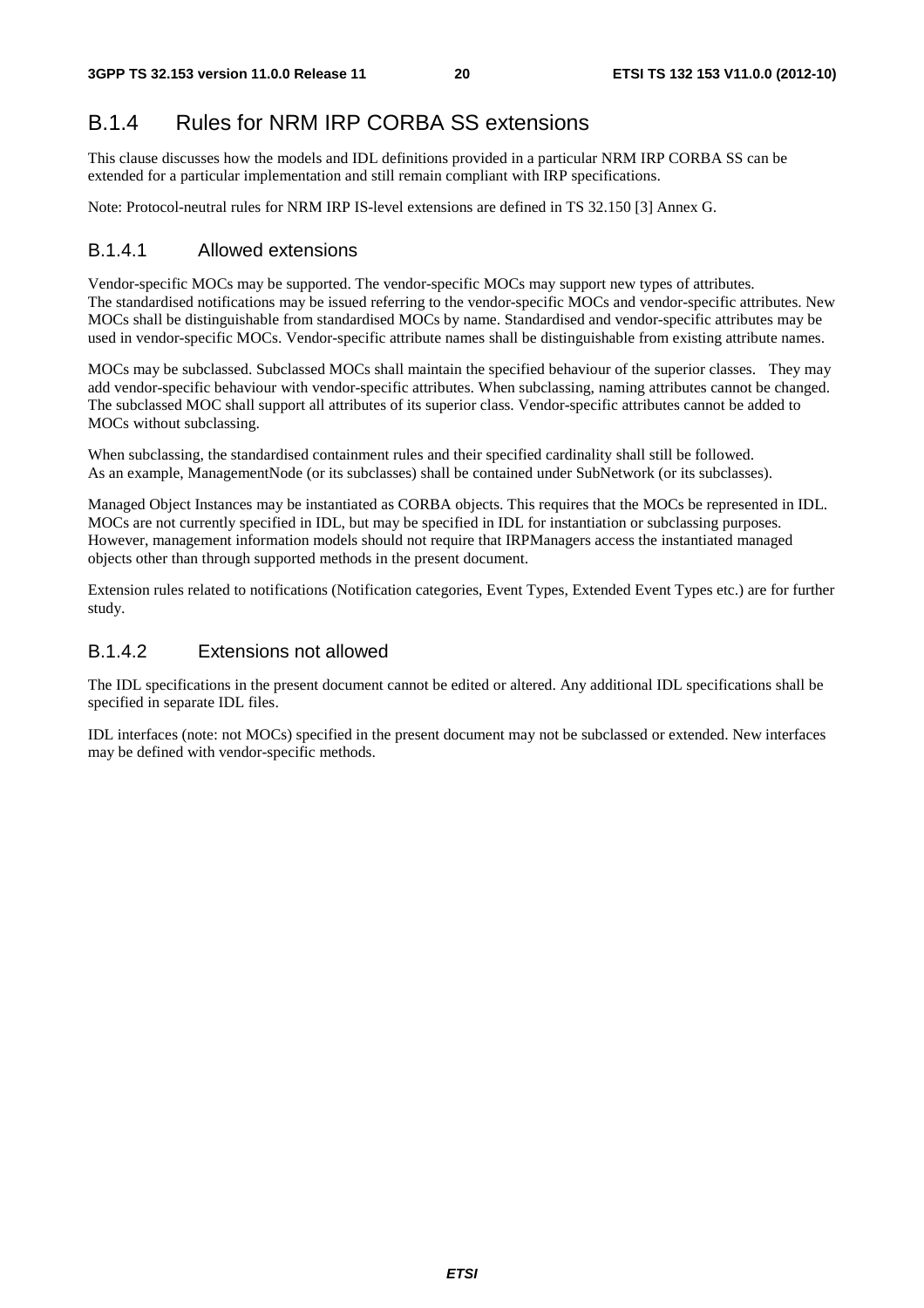## B.1.4 Rules for NRM IRP CORBA SS extensions

This clause discusses how the models and IDL definitions provided in a particular NRM IRP CORBA SS can be extended for a particular implementation and still remain compliant with IRP specifications.

Note: Protocol-neutral rules for NRM IRP IS-level extensions are defined in TS 32.150 [3] Annex G.

### B.1.4.1 Allowed extensions

Vendor-specific MOCs may be supported. The vendor-specific MOCs may support new types of attributes. The standardised notifications may be issued referring to the vendor-specific MOCs and vendor-specific attributes. New MOCs shall be distinguishable from standardised MOCs by name. Standardised and vendor-specific attributes may be used in vendor-specific MOCs. Vendor-specific attribute names shall be distinguishable from existing attribute names.

MOCs may be subclassed. Subclassed MOCs shall maintain the specified behaviour of the superior classes. They may add vendor-specific behaviour with vendor-specific attributes. When subclassing, naming attributes cannot be changed. The subclassed MOC shall support all attributes of its superior class. Vendor-specific attributes cannot be added to MOCs without subclassing.

When subclassing, the standardised containment rules and their specified cardinality shall still be followed. As an example, ManagementNode (or its subclasses) shall be contained under SubNetwork (or its subclasses).

Managed Object Instances may be instantiated as CORBA objects. This requires that the MOCs be represented in IDL. MOCs are not currently specified in IDL, but may be specified in IDL for instantiation or subclassing purposes. However, management information models should not require that IRPManagers access the instantiated managed objects other than through supported methods in the present document.

Extension rules related to notifications (Notification categories, Event Types, Extended Event Types etc.) are for further study.

### B.1.4.2 Extensions not allowed

The IDL specifications in the present document cannot be edited or altered. Any additional IDL specifications shall be specified in separate IDL files.

IDL interfaces (note: not MOCs) specified in the present document may not be subclassed or extended. New interfaces may be defined with vendor-specific methods.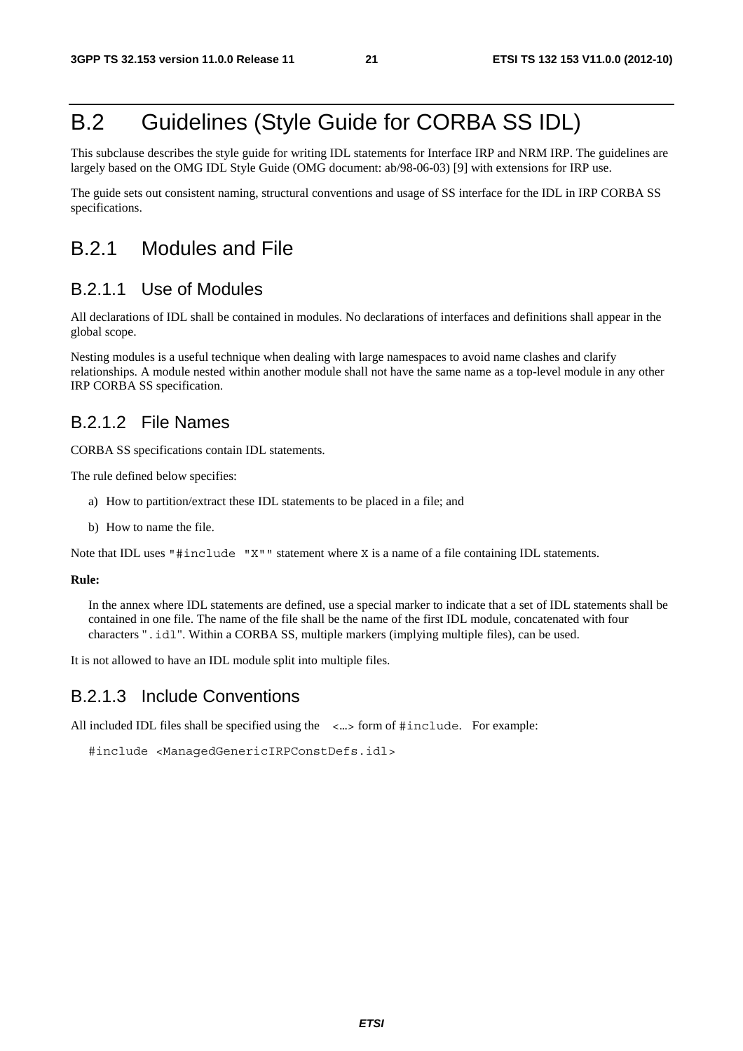# B.2 Guidelines (Style Guide for CORBA SS IDL)

This subclause describes the style guide for writing IDL statements for Interface IRP and NRM IRP. The guidelines are largely based on the OMG IDL Style Guide (OMG document: ab/98-06-03) [9] with extensions for IRP use.

The guide sets out consistent naming, structural conventions and usage of SS interface for the IDL in IRP CORBA SS specifications.

## B.2.1 Modules and File

### B.2.1.1 Use of Modules

All declarations of IDL shall be contained in modules. No declarations of interfaces and definitions shall appear in the global scope.

Nesting modules is a useful technique when dealing with large namespaces to avoid name clashes and clarify relationships. A module nested within another module shall not have the same name as a top-level module in any other IRP CORBA SS specification.

### B.2.1.2 File Names

CORBA SS specifications contain IDL statements.

The rule defined below specifies:

a) How to partition/extract these IDL statements to be placed in a file; and

b) How to name the file.

Note that IDL uses `"#include "X""` statement where `X` is a name of a file containing IDL statements.

**Rule:**

In the annex where IDL statements are defined, use a special marker to indicate that a set of IDL statements shall be contained in one file. The name of the file shall be the name of the first IDL module, concatenated with four characters "`.idl`". Within a CORBA SS, multiple markers (implying multiple files), can be used.

It is not allowed to have an IDL module split into multiple files.

### B.2.1.3 Include Conventions

All included IDL files shall be specified using the `<…>` form of `#include`. For example:

```
#include <ManagedGenericIRPConstDefs.idl>
```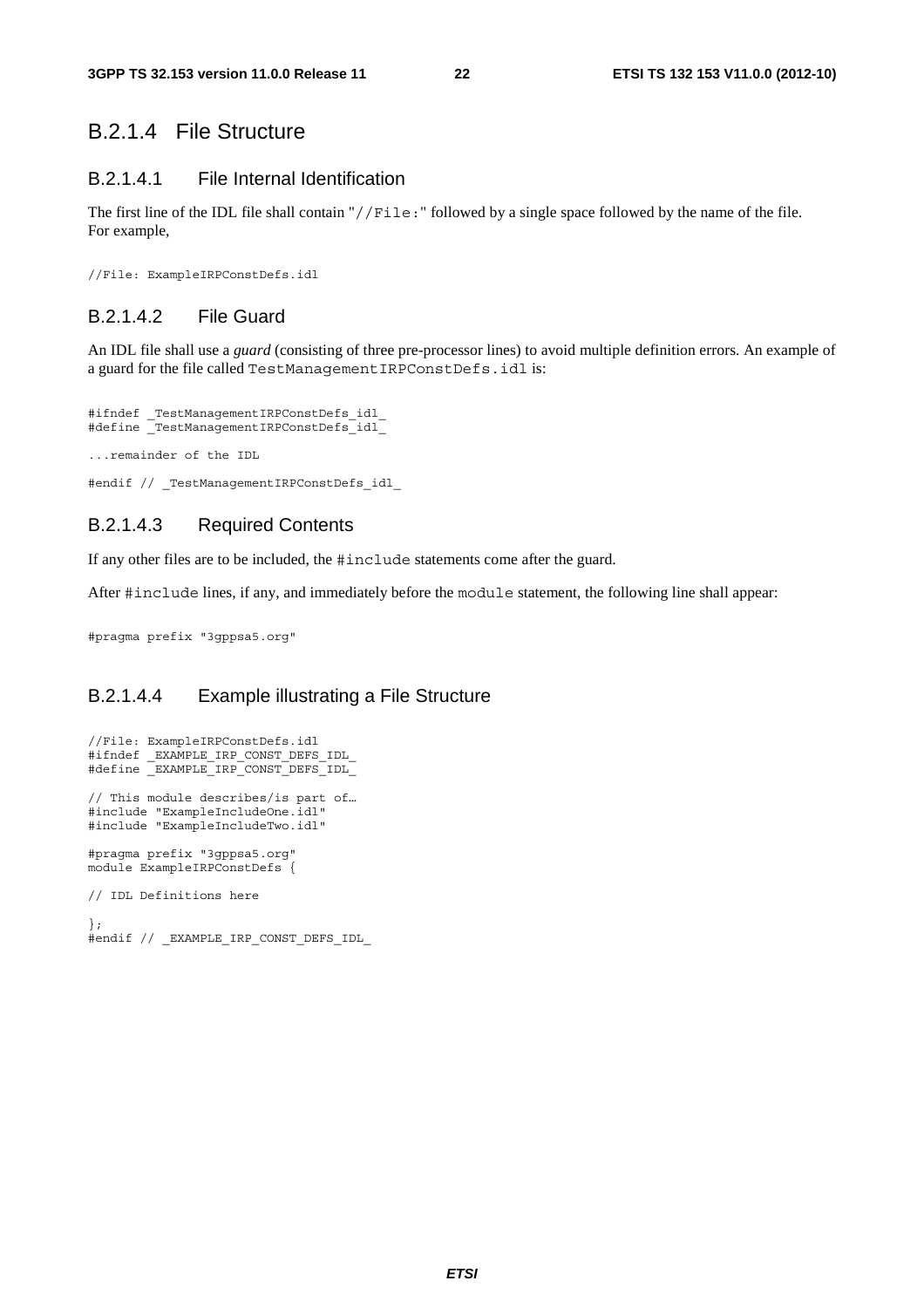### B.2.1.4 File Structure

#### B.2.1.4.1 File Internal Identification

The first line of the IDL file shall contain "`//File:`" followed by a single space followed by the name of the file. For example,

```
//File: ExampleIRPConstDefs.idl
```

#### B.2.1.4.2 File Guard

An IDL file shall use a *guard* (consisting of three pre-processor lines) to avoid multiple definition errors. An example of a guard for the file called `TestManagementIRPConstDefs.idl` is:

```
#ifndef _TestManagementIRPConstDefs_idl_
#define _TestManagementIRPConstDefs_idl_

...remainder of the IDL

#endif // _TestManagementIRPConstDefs_idl_
```

#### B.2.1.4.3 Required Contents

If any other files are to be included, the `#include` statements come after the guard.

After `#include` lines, if any, and immediately before the `module` statement, the following line shall appear:

```
#pragma prefix "3gppsa5.org"
```

#### B.2.1.4.4 Example illustrating a File Structure

```
//File: ExampleIRPConstDefs.idl
#ifndef _EXAMPLE_IRP_CONST_DEFS_IDL_
#define _EXAMPLE_IRP_CONST_DEFS_IDL_

// This module describes/is part of…
#include "ExampleIncludeOne.idl"
#include "ExampleIncludeTwo.idl"

#pragma prefix "3gppsa5.org"
module ExampleIRPConstDefs {

// IDL Definitions here

};
#endif // _EXAMPLE_IRP_CONST_DEFS_IDL_
```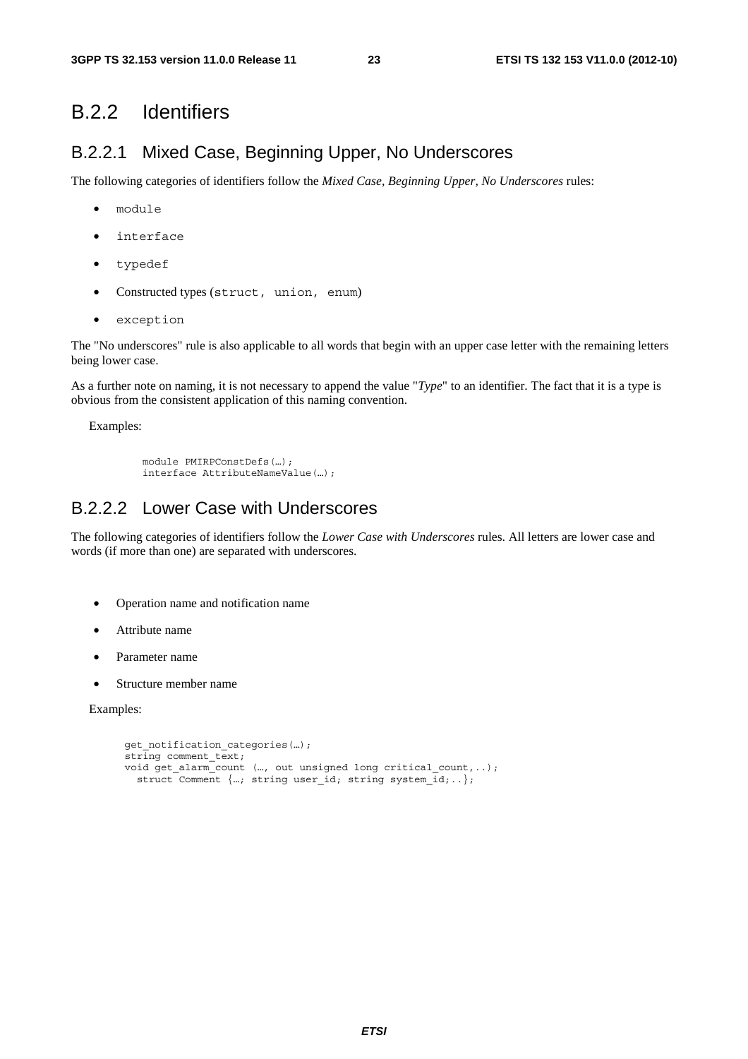## B.2.2 Identifiers

### B.2.2.1 Mixed Case, Beginning Upper, No Underscores

The following categories of identifiers follow the *Mixed Case, Beginning Upper, No Underscores* rules:

- `module`
- `interface`
- `typedef`
- Constructed types (`struct, union, enum`)
- `exception`

The "No underscores" rule is also applicable to all words that begin with an upper case letter with the remaining letters being lower case.

As a further note on naming, it is not necessary to append the value "*Type*" to an identifier. The fact that it is a type is obvious from the consistent application of this naming convention.

Examples:

```
module PMIRPConstDefs(…);
interface AttributeNameValue(…);
```

### B.2.2.2 Lower Case with Underscores

The following categories of identifiers follow the *Lower Case with Underscores* rules. All letters are lower case and words (if more than one) are separated with underscores.

- Operation name and notification name
- Attribute name
- Parameter name
- Structure member name

Examples:

```
get_notification_categories(…);
string comment_text;
void get_alarm_count (…, out unsigned long critical_count,..);
  struct Comment {…; string user_id; string system_id;..};
```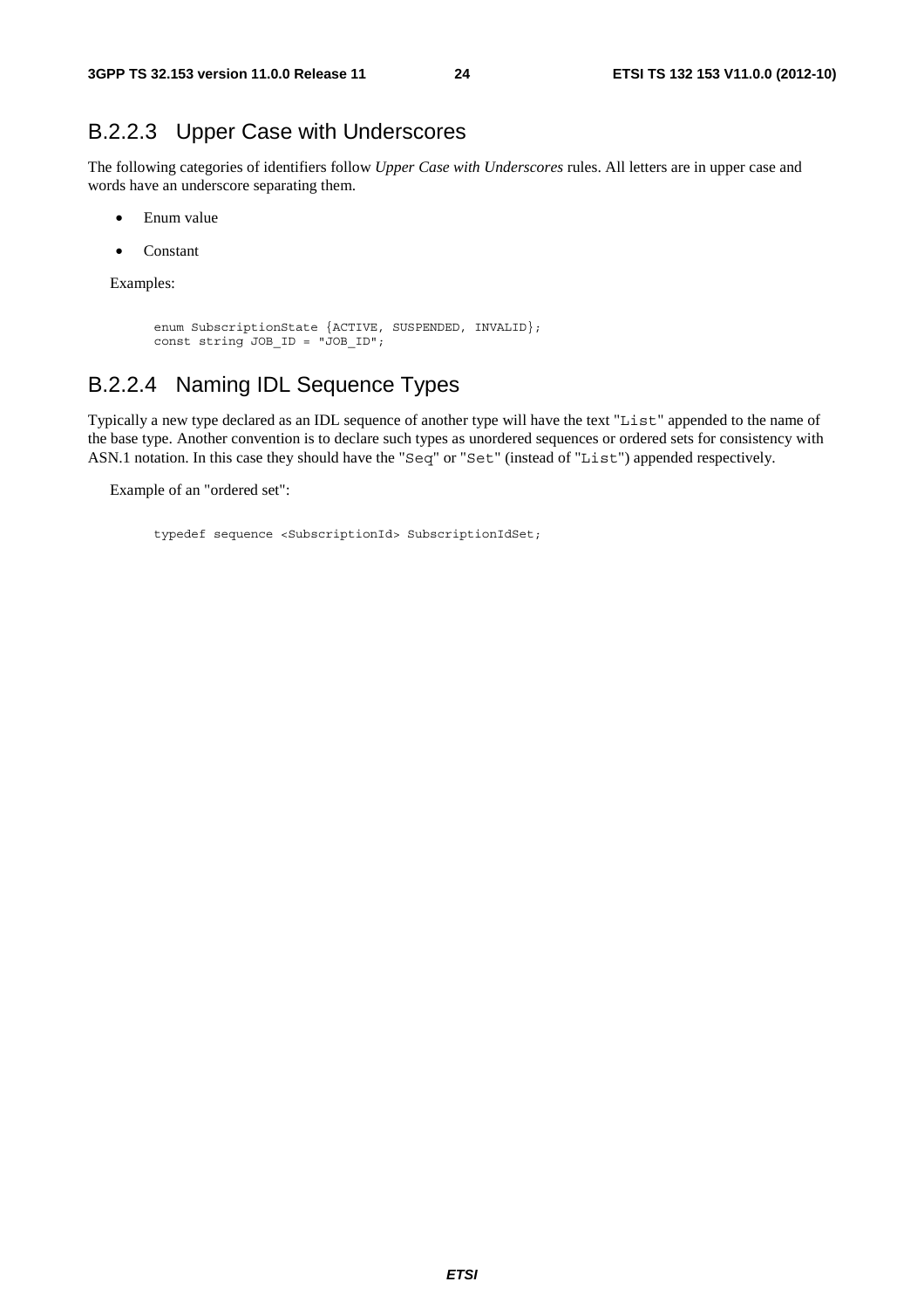### B.2.2.3 Upper Case with Underscores

The following categories of identifiers follow *Upper Case with Underscores* rules. All letters are in upper case and words have an underscore separating them.

- Enum value
- Constant

Examples:

```
enum SubscriptionState {ACTIVE, SUSPENDED, INVALID};
const string JOB_ID = "JOB_ID";
```

### B.2.2.4 Naming IDL Sequence Types

Typically a new type declared as an IDL sequence of another type will have the text "`List`" appended to the name of the base type. Another convention is to declare such types as unordered sequences or ordered sets for consistency with ASN.1 notation. In this case they should have the "`Seq`" or "`Set`" (instead of "`List`") appended respectively.

Example of an "ordered set":

```
typedef sequence <SubscriptionId> SubscriptionIdSet;
```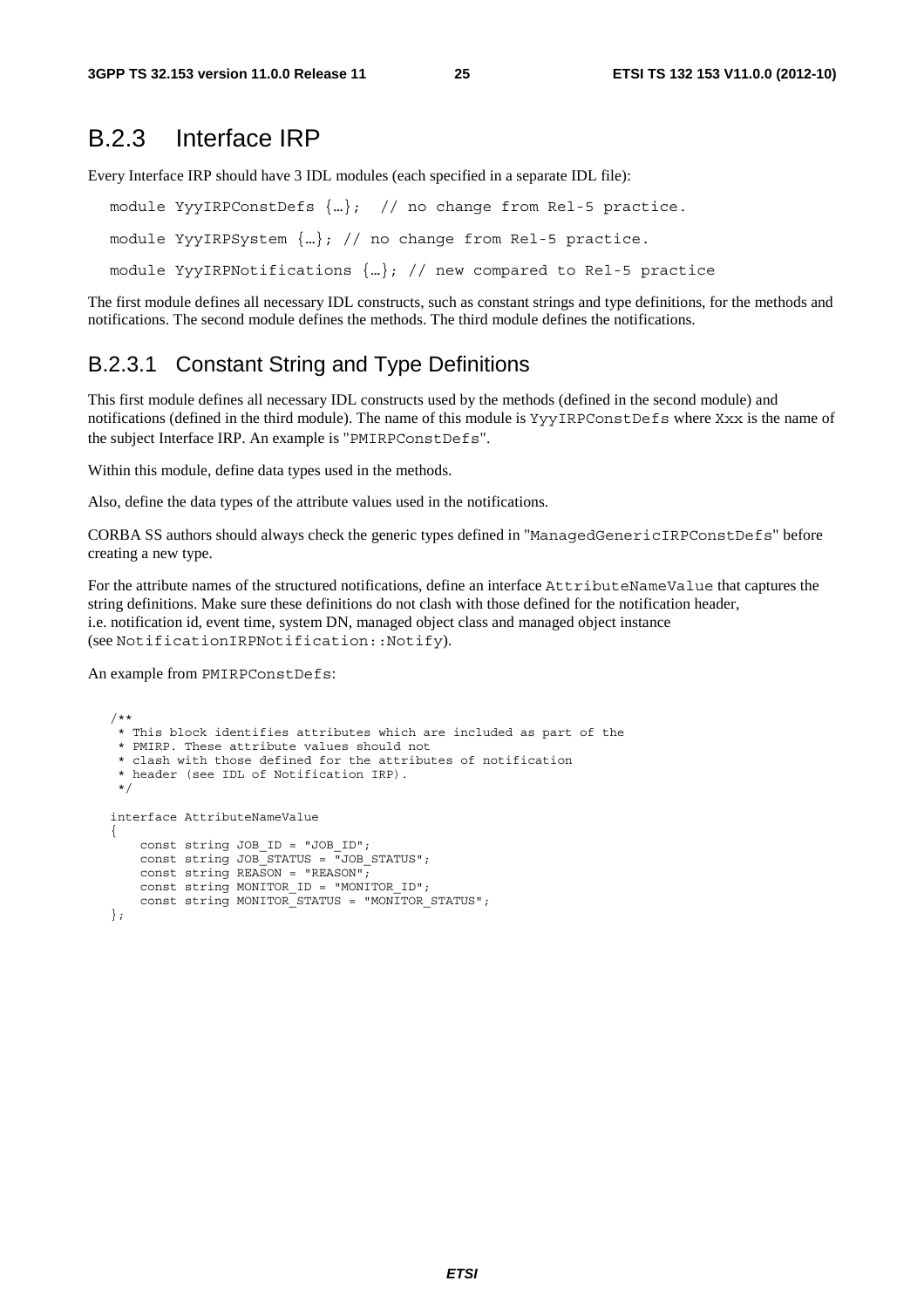# B.2.3 Interface IRP

Every Interface IRP should have 3 IDL modules (each specified in a separate IDL file):

```
module YyyIRPConstDefs {…};  // no change from Rel-5 practice.

module YyyIRPSystem {…}; // no change from Rel-5 practice.

module YyyIRPNotifications {…}; // new compared to Rel-5 practice
```

The first module defines all necessary IDL constructs, such as constant strings and type definitions, for the methods and notifications. The second module defines the methods. The third module defines the notifications.

## B.2.3.1 Constant String and Type Definitions

This first module defines all necessary IDL constructs used by the methods (defined in the second module) and notifications (defined in the third module). The name of this module is `YyyIRPConstDefs` where `Xxx` is the name of the subject Interface IRP. An example is "`PMIRPConstDefs`".

Within this module, define data types used in the methods.

Also, define the data types of the attribute values used in the notifications.

CORBA SS authors should always check the generic types defined in "`ManagedGenericIRPConstDefs`" before creating a new type.

For the attribute names of the structured notifications, define an interface `AttributeNameValue` that captures the string definitions. Make sure these definitions do not clash with those defined for the notification header, i.e. notification id, event time, system DN, managed object class and managed object instance (see `NotificationIRPNotification::Notify`).

An example from `PMIRPConstDefs`:

```
/**
 * This block identifies attributes which are included as part of the
 * PMIRP. These attribute values should not
 * clash with those defined for the attributes of notification
 * header (see IDL of Notification IRP).
 */

interface AttributeNameValue
{
    const string JOB_ID = "JOB_ID";
    const string JOB_STATUS = "JOB_STATUS";
    const string REASON = "REASON";
    const string MONITOR_ID = "MONITOR_ID";
    const string MONITOR_STATUS = "MONITOR_STATUS";
};
```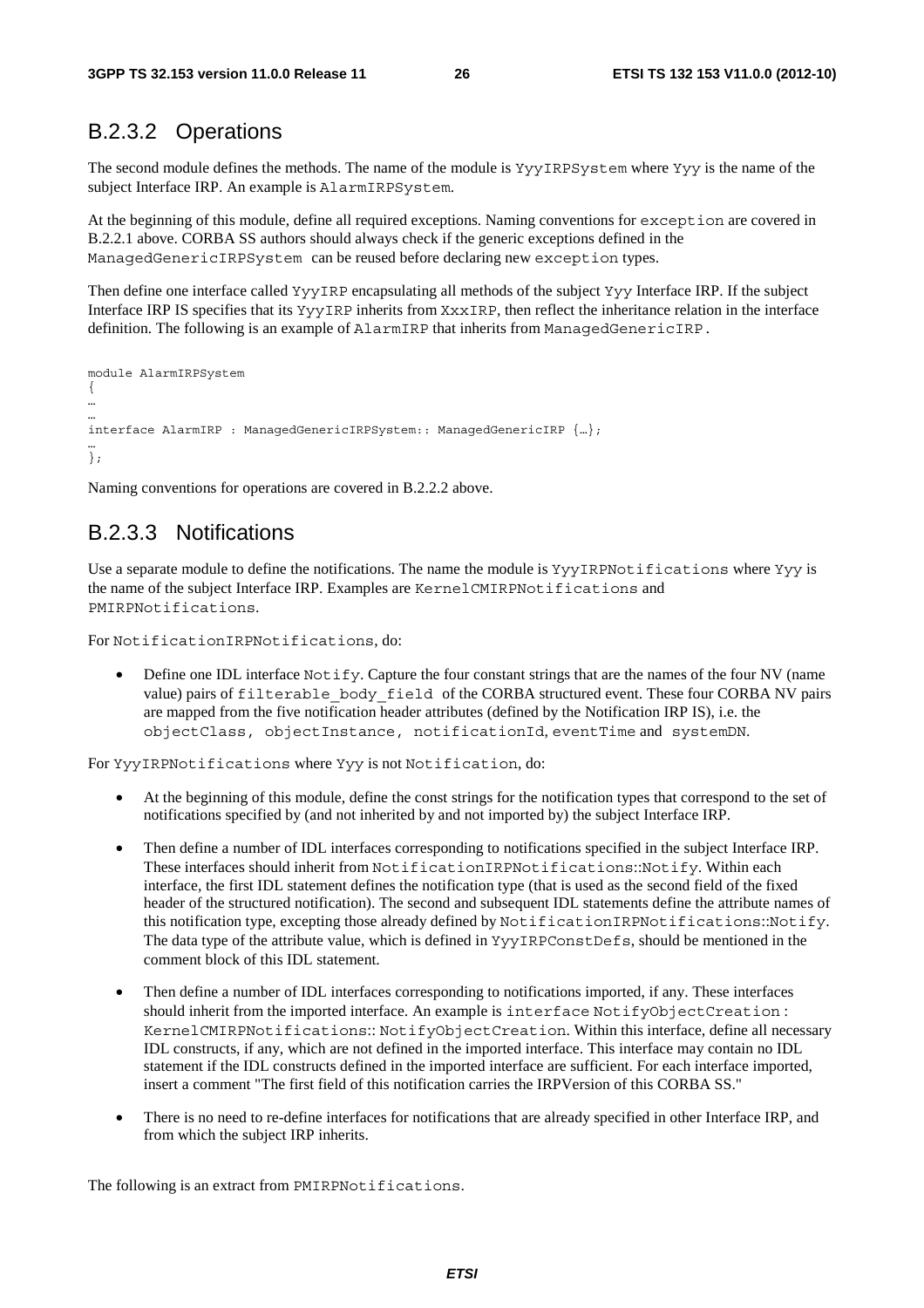### B.2.3.2 Operations

The second module defines the methods. The name of the module is `YyyIRPSystem` where `Yyy` is the name of the subject Interface IRP. An example is `AlarmIRPSystem`.

At the beginning of this module, define all required exceptions. Naming conventions for `exception` are covered in B.2.2.1 above. CORBA SS authors should always check if the generic exceptions defined in the `ManagedGenericIRPSystem` can be reused before declaring new `exception` types.

Then define one interface called `YyyIRP` encapsulating all methods of the subject `Yyy` Interface IRP. If the subject Interface IRP IS specifies that its `YyyIRP` inherits from `XxxIRP`, then reflect the inheritance relation in the interface definition. The following is an example of `AlarmIRP` that inherits from `ManagedGenericIRP`.

```
module AlarmIRPSystem
{
…
…
interface AlarmIRP : ManagedGenericIRPSystem:: ManagedGenericIRP {…};
…
};
```

Naming conventions for operations are covered in B.2.2.2 above.

### B.2.3.3 Notifications

Use a separate module to define the notifications. The name the module is `YyyIRPNotifications` where `Yyy` is the name of the subject Interface IRP. Examples are `KernelCMIRPNotifications` and `PMIRPNotifications`.

For `NotificationIRPNotifications`, do:

- Define one IDL interface `Notify`. Capture the four constant strings that are the names of the four NV (name value) pairs of `filterable_body_field` of the CORBA structured event. These four CORBA NV pairs are mapped from the five notification header attributes (defined by the Notification IRP IS), i.e. the `objectClass, objectInstance, notificationId`, `eventTime` and `systemDN`.

For `YyyIRPNotifications` where `Yyy` is not `Notification`, do:

- At the beginning of this module, define the const strings for the notification types that correspond to the set of notifications specified by (and not inherited by and not imported by) the subject Interface IRP.
- Then define a number of IDL interfaces corresponding to notifications specified in the subject Interface IRP. These interfaces should inherit from `NotificationIRPNotifications::Notify`. Within each interface, the first IDL statement defines the notification type (that is used as the second field of the fixed header of the structured notification). The second and subsequent IDL statements define the attribute names of this notification type, excepting those already defined by `NotificationIRPNotifications::Notify`. The data type of the attribute value, which is defined in `YyyIRPConstDefs`, should be mentioned in the comment block of this IDL statement.
- Then define a number of IDL interfaces corresponding to notifications imported, if any. These interfaces should inherit from the imported interface. An example is `interface NotifyObjectCreation : KernelCMIRPNotifications:: NotifyObjectCreation`. Within this interface, define all necessary IDL constructs, if any, which are not defined in the imported interface. This interface may contain no IDL statement if the IDL constructs defined in the imported interface are sufficient. For each interface imported, insert a comment "The first field of this notification carries the IRPVersion of this CORBA SS."
- There is no need to re-define interfaces for notifications that are already specified in other Interface IRP, and from which the subject IRP inherits.

The following is an extract from `PMIRPNotifications`.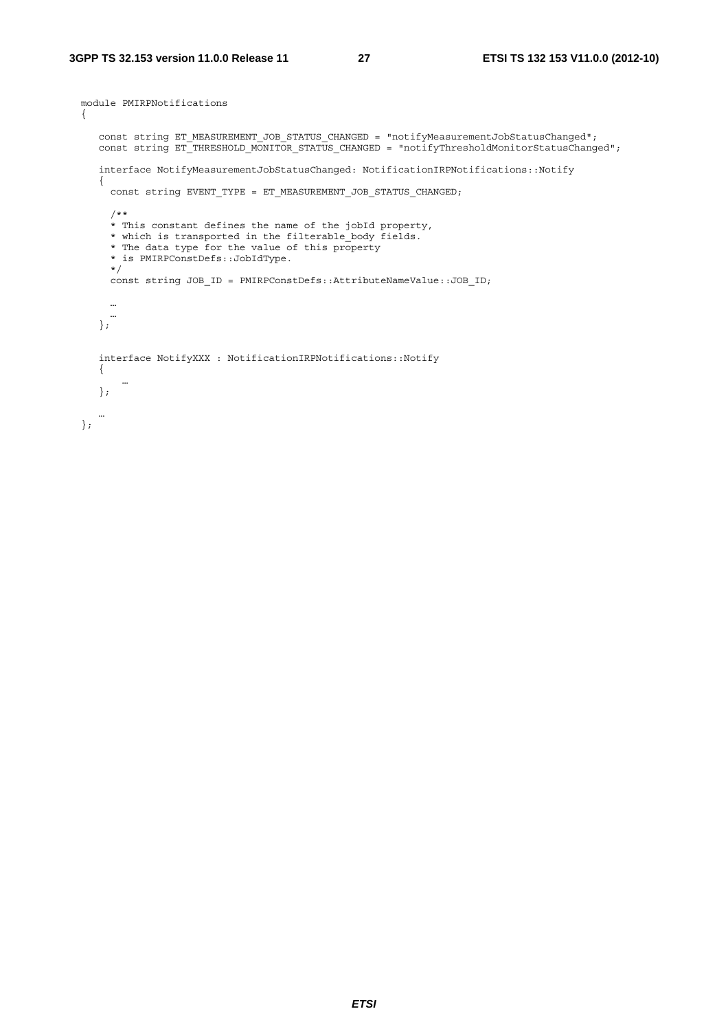```
module PMIRPNotifications
{

   const string ET_MEASUREMENT_JOB_STATUS_CHANGED = "notifyMeasurementJobStatusChanged";
   const string ET_THRESHOLD_MONITOR_STATUS_CHANGED = "notifyThresholdMonitorStatusChanged";

   interface NotifyMeasurementJobStatusChanged: NotificationIRPNotifications::Notify
   {
     const string EVENT_TYPE = ET_MEASUREMENT_JOB_STATUS_CHANGED;

     /**
     * This constant defines the name of the jobId property,
     * which is transported in the filterable_body fields.
     * The data type for the value of this property
     * is PMIRPConstDefs::JobIdType.
     */
     const string JOB_ID = PMIRPConstDefs::AttributeNameValue::JOB_ID;

     …
     …
   };


   interface NotifyXXX : NotificationIRPNotifications::Notify
   {
      …
   };

   …
};
```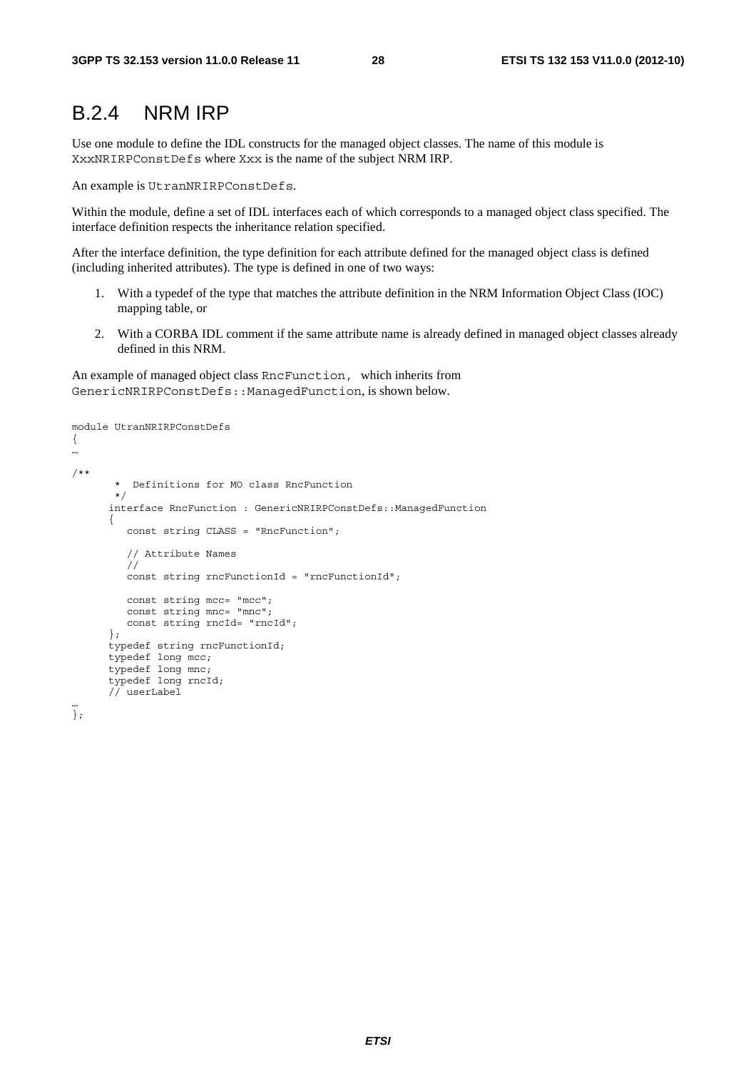# B.2.4 NRM IRP

Use one module to define the IDL constructs for the managed object classes. The name of this module is XxxNRIRPConstDefs where Xxx is the name of the subject NRM IRP.

An example is UtranNRIRPConstDefs.

Within the module, define a set of IDL interfaces each of which corresponds to a managed object class specified. The interface definition respects the inheritance relation specified.

After the interface definition, the type definition for each attribute defined for the managed object class is defined (including inherited attributes). The type is defined in one of two ways:

1. With a typedef of the type that matches the attribute definition in the NRM Information Object Class (IOC) mapping table, or
2. With a CORBA IDL comment if the same attribute name is already defined in managed object classes already defined in this NRM.

An example of managed object class RncFunction, which inherits from GenericNRIRPConstDefs::ManagedFunction, is shown below.

```
module UtranNRIRPConstDefs
{
…

/**
       *  Definitions for MO class RncFunction
       */
      interface RncFunction : GenericNRIRPConstDefs::ManagedFunction
      {
         const string CLASS = "RncFunction";

         // Attribute Names
         //
         const string rncFunctionId = "rncFunctionId";

         const string mcc= "mcc";
         const string mnc= "mnc";
         const string rncId= "rncId";
      };
      typedef string rncFunctionId;
      typedef long mcc;
      typedef long mnc;
      typedef long rncId;
      // userLabel
…
};
```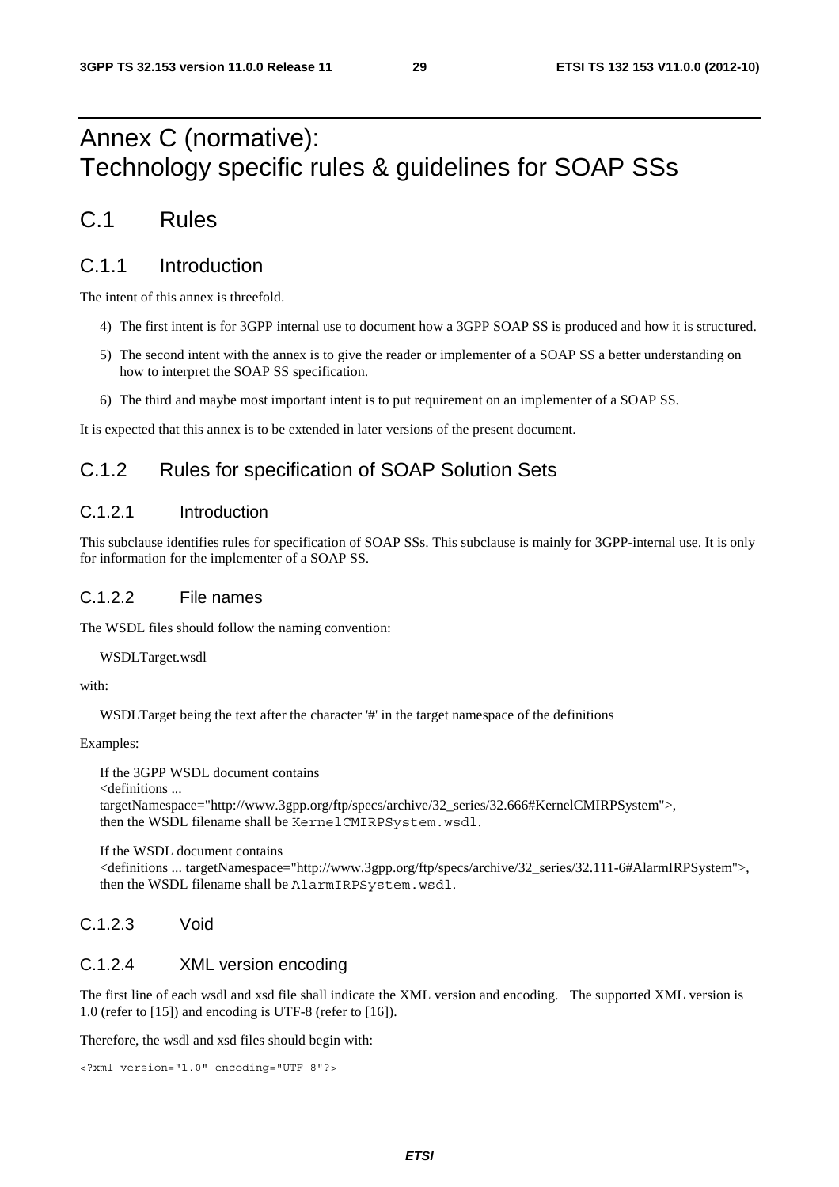# Annex C (normative): Technology specific rules & guidelines for SOAP SSs

## C.1 Rules

### C.1.1 Introduction

The intent of this annex is threefold.

4) The first intent is for 3GPP internal use to document how a 3GPP SOAP SS is produced and how it is structured.

5) The second intent with the annex is to give the reader or implementer of a SOAP SS a better understanding on how to interpret the SOAP SS specification.

6) The third and maybe most important intent is to put requirement on an implementer of a SOAP SS.

It is expected that this annex is to be extended in later versions of the present document.

### C.1.2 Rules for specification of SOAP Solution Sets

#### C.1.2.1 Introduction

This subclause identifies rules for specification of SOAP SSs. This subclause is mainly for 3GPP-internal use. It is only for information for the implementer of a SOAP SS.

#### C.1.2.2 File names

The WSDL files should follow the naming convention:

WSDLTarget.wsdl

with:

WSDLTarget being the text after the character '#' in the target namespace of the definitions

Examples:

If the 3GPP WSDL document contains
<definitions ...
targetNamespace="http://www.3gpp.org/ftp/specs/archive/32_series/32.666#KernelCMIRPSystem">,
then the WSDL filename shall be `KernelCMIRPSystem.wsdl`.

If the WSDL document contains
<definitions ... targetNamespace="http://www.3gpp.org/ftp/specs/archive/32_series/32.111-6#AlarmIRPSystem">,
then the WSDL filename shall be `AlarmIRPSystem.wsdl`.

#### C.1.2.3 Void

#### C.1.2.4 XML version encoding

The first line of each wsdl and xsd file shall indicate the XML version and encoding. The supported XML version is 1.0 (refer to [15]) and encoding is UTF-8 (refer to [16]).

Therefore, the wsdl and xsd files should begin with:

```
<?xml version="1.0" encoding="UTF-8"?>
```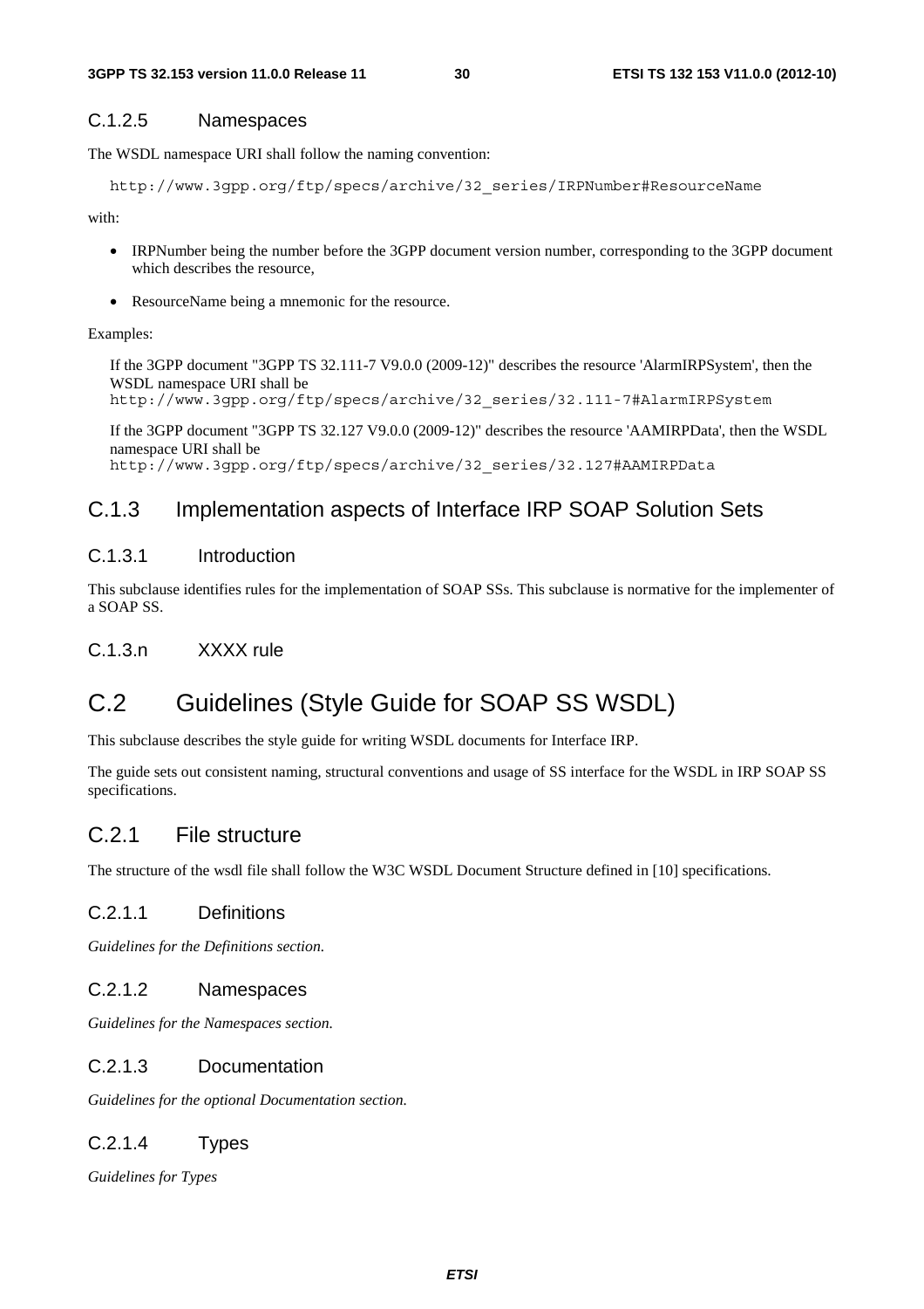#### C.1.2.5 Namespaces

The WSDL namespace URI shall follow the naming convention:

```
http://www.3gpp.org/ftp/specs/archive/32_series/IRPNumber#ResourceName
```

with:

- IRPNumber being the number before the 3GPP document version number, corresponding to the 3GPP document which describes the resource,
- ResourceName being a mnemonic for the resource.

Examples:

If the 3GPP document "3GPP TS 32.111-7 V9.0.0 (2009-12)" describes the resource 'AlarmIRPSystem', then the WSDL namespace URI shall be
`http://www.3gpp.org/ftp/specs/archive/32_series/32.111-7#AlarmIRPSystem`

If the 3GPP document "3GPP TS 32.127 V9.0.0 (2009-12)" describes the resource 'AAMIRPData', then the WSDL namespace URI shall be
`http://www.3gpp.org/ftp/specs/archive/32_series/32.127#AAMIRPData`

### C.1.3 Implementation aspects of Interface IRP SOAP Solution Sets

#### C.1.3.1 Introduction

This subclause identifies rules for the implementation of SOAP SSs. This subclause is normative for the implementer of a SOAP SS.

#### C.1.3.n XXXX rule

## C.2 Guidelines (Style Guide for SOAP SS WSDL)

This subclause describes the style guide for writing WSDL documents for Interface IRP.

The guide sets out consistent naming, structural conventions and usage of SS interface for the WSDL in IRP SOAP SS specifications.

### C.2.1 File structure

The structure of the wsdl file shall follow the W3C WSDL Document Structure defined in [10] specifications.

#### C.2.1.1 Definitions

*Guidelines for the Definitions section.*

#### C.2.1.2 Namespaces

*Guidelines for the Namespaces section.*

#### C.2.1.3 Documentation

*Guidelines for the optional Documentation section.*

#### C.2.1.4 Types

*Guidelines for Types*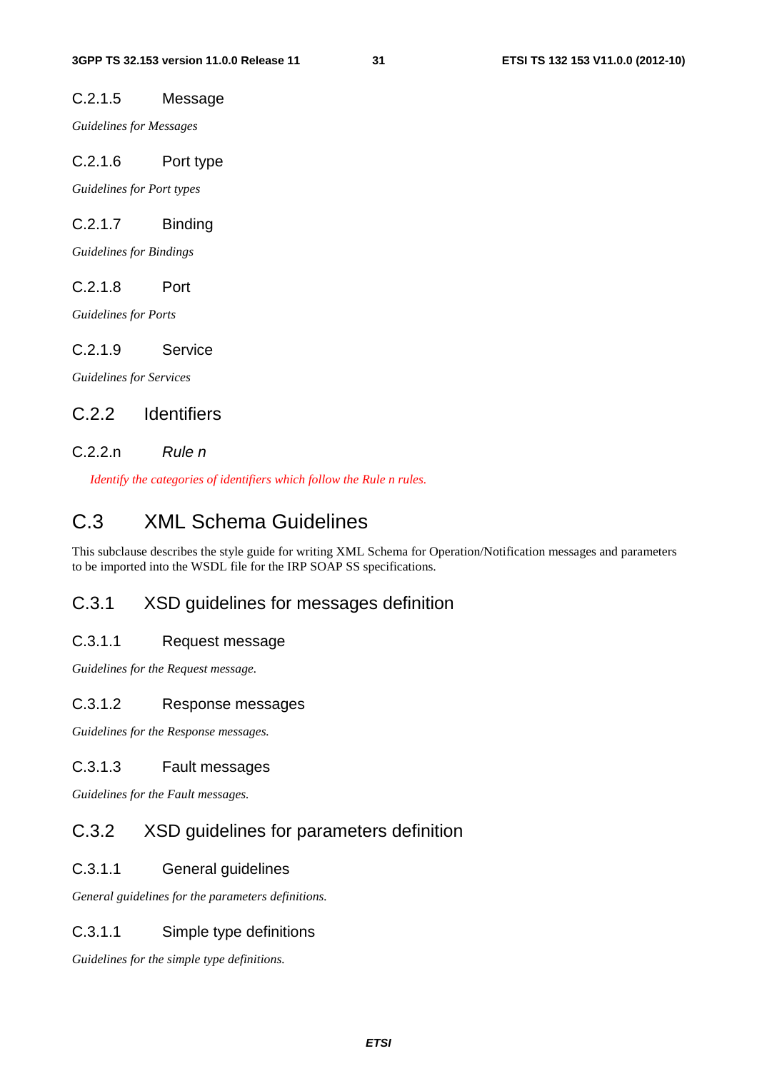#### C.2.1.5 Message

*Guidelines for Messages*

#### C.2.1.6 Port type

*Guidelines for Port types*

#### C.2.1.7 Binding

*Guidelines for Bindings*

#### C.2.1.8 Port

*Guidelines for Ports*

#### C.2.1.9 Service

*Guidelines for Services*

### C.2.2 Identifiers

#### C.2.2.n *Rule n*

*Identify the categories of identifiers which follow the Rule n rules.*

## C.3 XML Schema Guidelines

This subclause describes the style guide for writing XML Schema for Operation/Notification messages and parameters to be imported into the WSDL file for the IRP SOAP SS specifications.

### C.3.1 XSD guidelines for messages definition

#### C.3.1.1 Request message

*Guidelines for the Request message.*

#### C.3.1.2 Response messages

*Guidelines for the Response messages.*

#### C.3.1.3 Fault messages

*Guidelines for the Fault messages.*

### C.3.2 XSD guidelines for parameters definition

#### C.3.1.1 General guidelines

*General guidelines for the parameters definitions.*

#### C.3.1.1 Simple type definitions

*Guidelines for the simple type definitions.*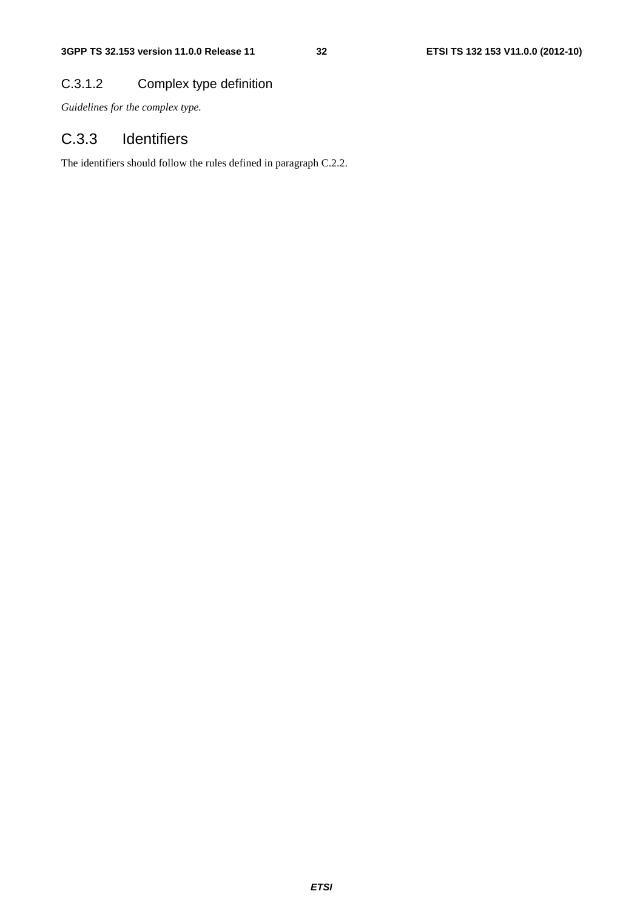#### C.3.1.2 Complex type definition

*Guidelines for the complex type.*

### C.3.3 Identifiers

The identifiers should follow the rules defined in paragraph C.2.2.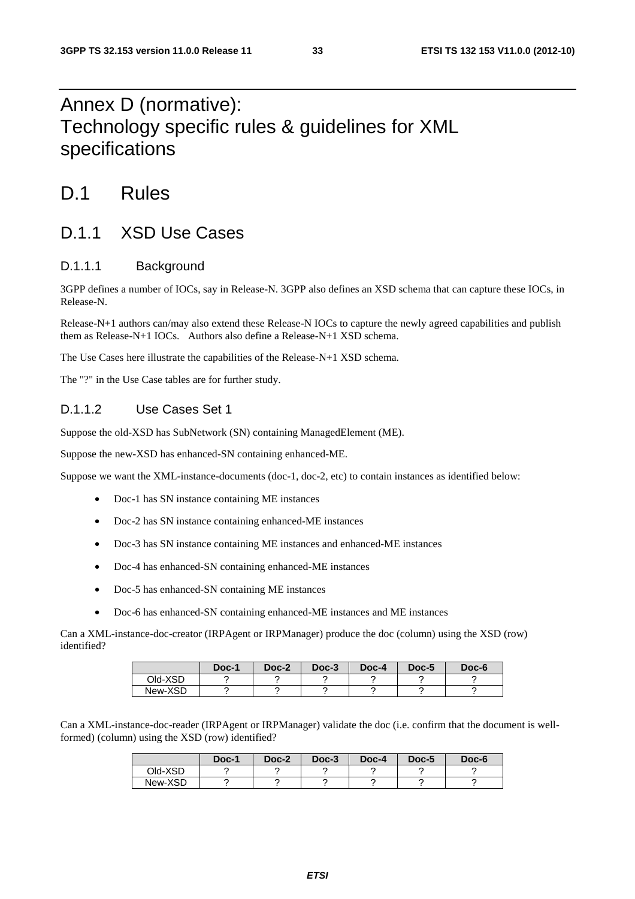# Annex D (normative): Technology specific rules & guidelines for XML specifications

# D.1 Rules

## D.1.1 XSD Use Cases

### D.1.1.1 Background

3GPP defines a number of IOCs, say in Release-N. 3GPP also defines an XSD schema that can capture these IOCs, in Release-N.

Release-N+1 authors can/may also extend these Release-N IOCs to capture the newly agreed capabilities and publish them as Release-N+1 IOCs. Authors also define a Release-N+1 XSD schema.

The Use Cases here illustrate the capabilities of the Release-N+1 XSD schema.

The "?" in the Use Case tables are for further study.

### D.1.1.2 Use Cases Set 1

Suppose the old-XSD has SubNetwork (SN) containing ManagedElement (ME).

Suppose the new-XSD has enhanced-SN containing enhanced-ME.

Suppose we want the XML-instance-documents (doc-1, doc-2, etc) to contain instances as identified below:

- Doc-1 has SN instance containing ME instances
- Doc-2 has SN instance containing enhanced-ME instances
- Doc-3 has SN instance containing ME instances and enhanced-ME instances
- Doc-4 has enhanced-SN containing enhanced-ME instances
- Doc-5 has enhanced-SN containing ME instances
- Doc-6 has enhanced-SN containing enhanced-ME instances and ME instances

Can a XML-instance-doc-creator (IRPAgent or IRPManager) produce the doc (column) using the XSD (row) identified?

| | Doc-1 | Doc-2 | Doc-3 | Doc-4 | Doc-5 | Doc-6 |
|---|---|---|---|---|---|---|
| Old-XSD | ? | ? | ? | ? | ? | ? |
| New-XSD | ? | ? | ? | ? | ? | ? |

Can a XML-instance-doc-reader (IRPAgent or IRPManager) validate the doc (i.e. confirm that the document is well-formed) (column) using the XSD (row) identified?

| | Doc-1 | Doc-2 | Doc-3 | Doc-4 | Doc-5 | Doc-6 |
|---|---|---|---|---|---|---|
| Old-XSD | ? | ? | ? | ? | ? | ? |
| New-XSD | ? | ? | ? | ? | ? | ? |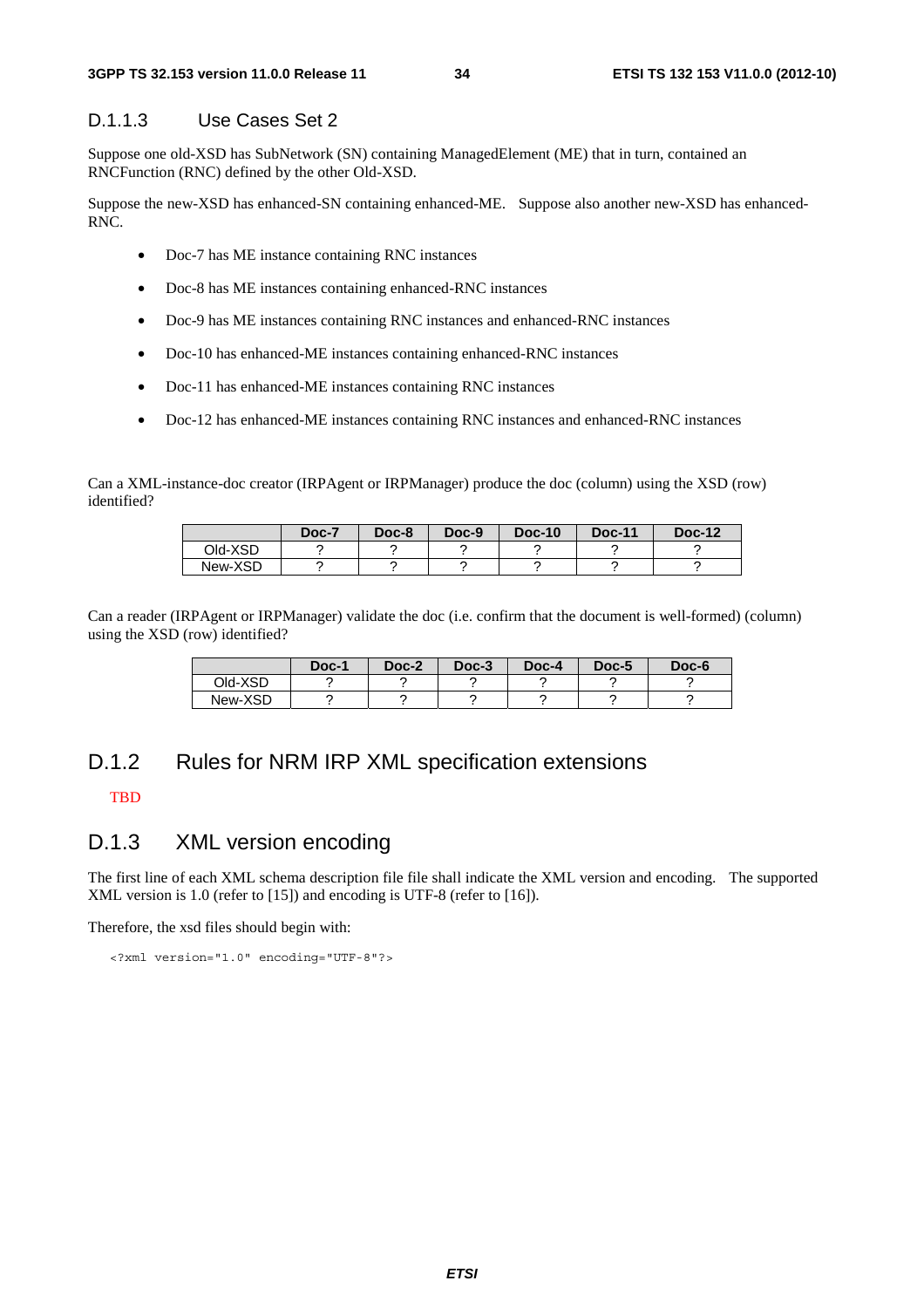### D.1.1.3 Use Cases Set 2

Suppose one old-XSD has SubNetwork (SN) containing ManagedElement (ME) that in turn, contained an RNCFunction (RNC) defined by the other Old-XSD.

Suppose the new-XSD has enhanced-SN containing enhanced-ME. Suppose also another new-XSD has enhanced-RNC.

- Doc-7 has ME instance containing RNC instances
- Doc-8 has ME instances containing enhanced-RNC instances
- Doc-9 has ME instances containing RNC instances and enhanced-RNC instances
- Doc-10 has enhanced-ME instances containing enhanced-RNC instances
- Doc-11 has enhanced-ME instances containing RNC instances
- Doc-12 has enhanced-ME instances containing RNC instances and enhanced-RNC instances

Can a XML-instance-doc creator (IRPAgent or IRPManager) produce the doc (column) using the XSD (row) identified?

| | Doc-7 | Doc-8 | Doc-9 | Doc-10 | Doc-11 | Doc-12 |
|---|---|---|---|---|---|---|
| Old-XSD | ? | ? | ? | ? | ? | ? |
| New-XSD | ? | ? | ? | ? | ? | ? |

Can a reader (IRPAgent or IRPManager) validate the doc (i.e. confirm that the document is well-formed) (column) using the XSD (row) identified?

| | Doc-1 | Doc-2 | Doc-3 | Doc-4 | Doc-5 | Doc-6 |
|---|---|---|---|---|---|---|
| Old-XSD | ? | ? | ? | ? | ? | ? |
| New-XSD | ? | ? | ? | ? | ? | ? |

## D.1.2 Rules for NRM IRP XML specification extensions

TBD

## D.1.3 XML version encoding

The first line of each XML schema description file file shall indicate the XML version and encoding. The supported XML version is 1.0 (refer to [15]) and encoding is UTF-8 (refer to [16]).

Therefore, the xsd files should begin with:

```
<?xml version="1.0" encoding="UTF-8"?>
```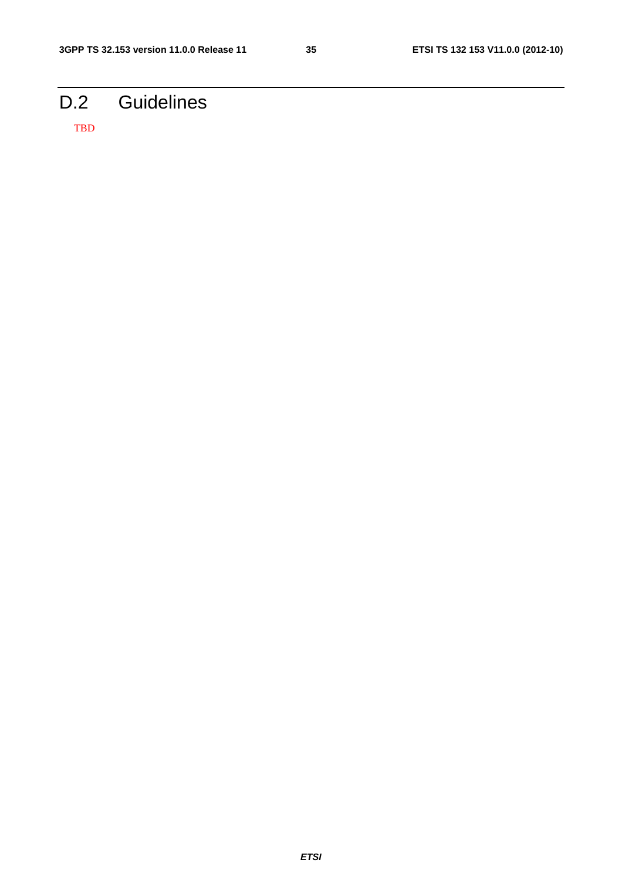# D.2 Guidelines

TBD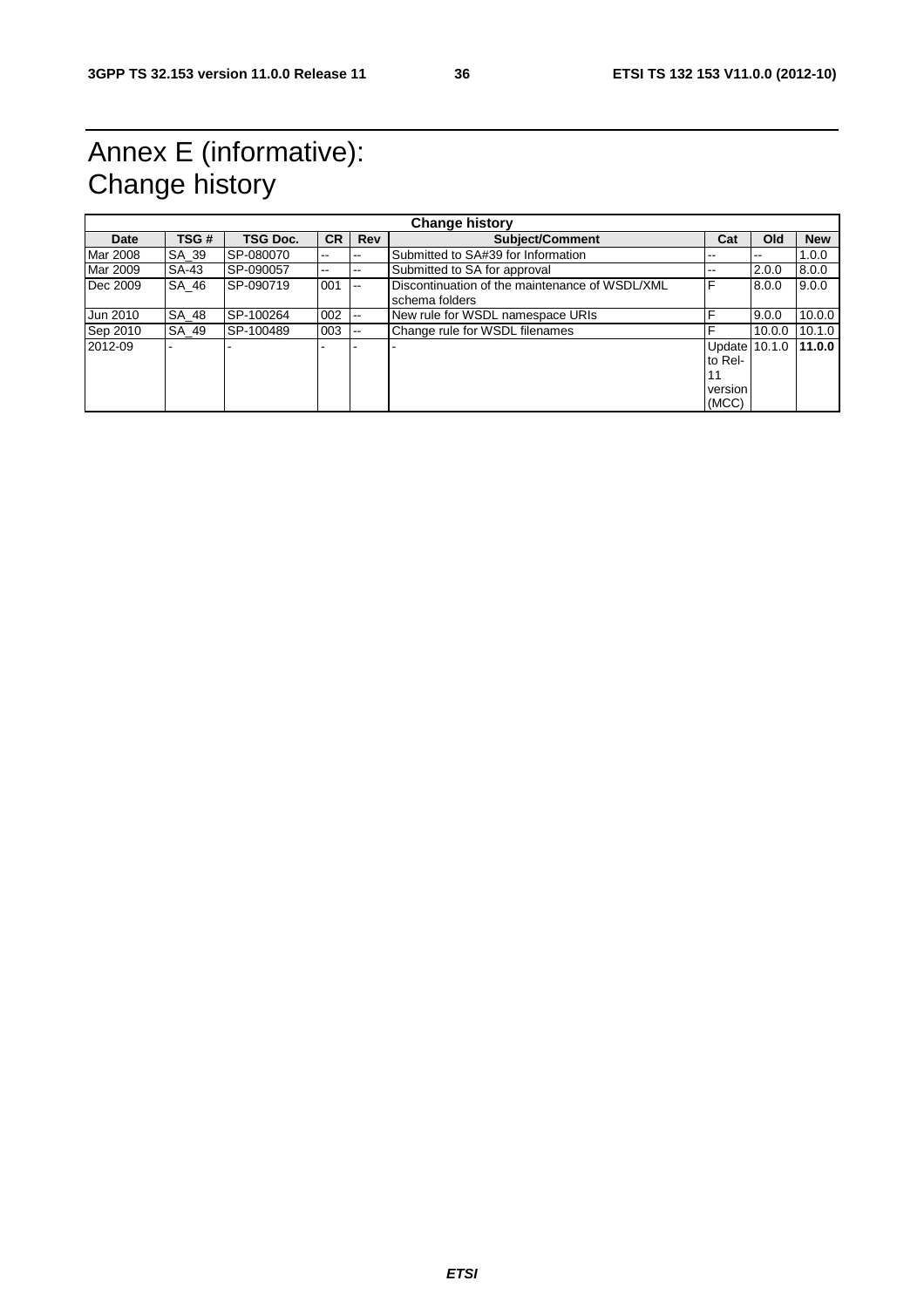# Annex E (informative): Change history

| Change history | | | | | | | | |
|---|---|---|---|---|---|---|---|---|
| **Date** | **TSG #** | **TSG Doc.** | **CR** | **Rev** | **Subject/Comment** | **Cat** | **Old** | **New** |
| Mar 2008 | SA_39 | SP-080070 | -- | -- | Submitted to SA#39 for Information | -- | -- | 1.0.0 |
| Mar 2009 | SA-43 | SP-090057 | -- | -- | Submitted to SA for approval | -- | 2.0.0 | 8.0.0 |
| Dec 2009 | SA_46 | SP-090719 | 001 | -- | Discontinuation of the maintenance of WSDL/XML schema folders | F | 8.0.0 | 9.0.0 |
| Jun 2010 | SA_48 | SP-100264 | 002 | -- | New rule for WSDL namespace URIs | F | 9.0.0 | 10.0.0 |
| Sep 2010 | SA_49 | SP-100489 | 003 | -- | Change rule for WSDL filenames | F | 10.0.0 | 10.1.0 |
| 2012-09 | - | - | - | - | - | Update to Rel-11 version (MCC) | 10.1.0 | **11.0.0** |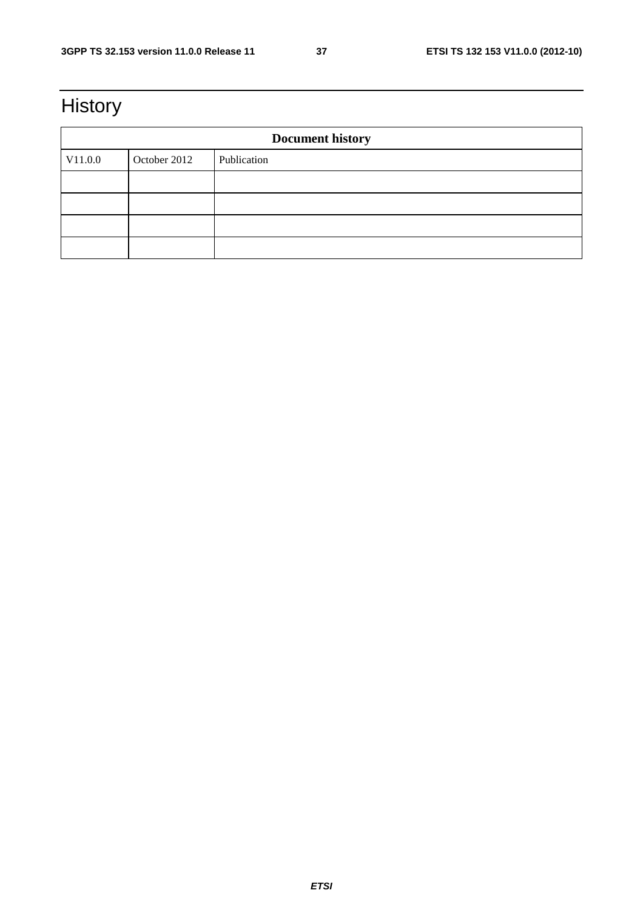# History

| Document history | | |
|---|---|---|
| V11.0.0 | October 2012 | Publication |
| | | |
| | | |
| | | |
| | | |